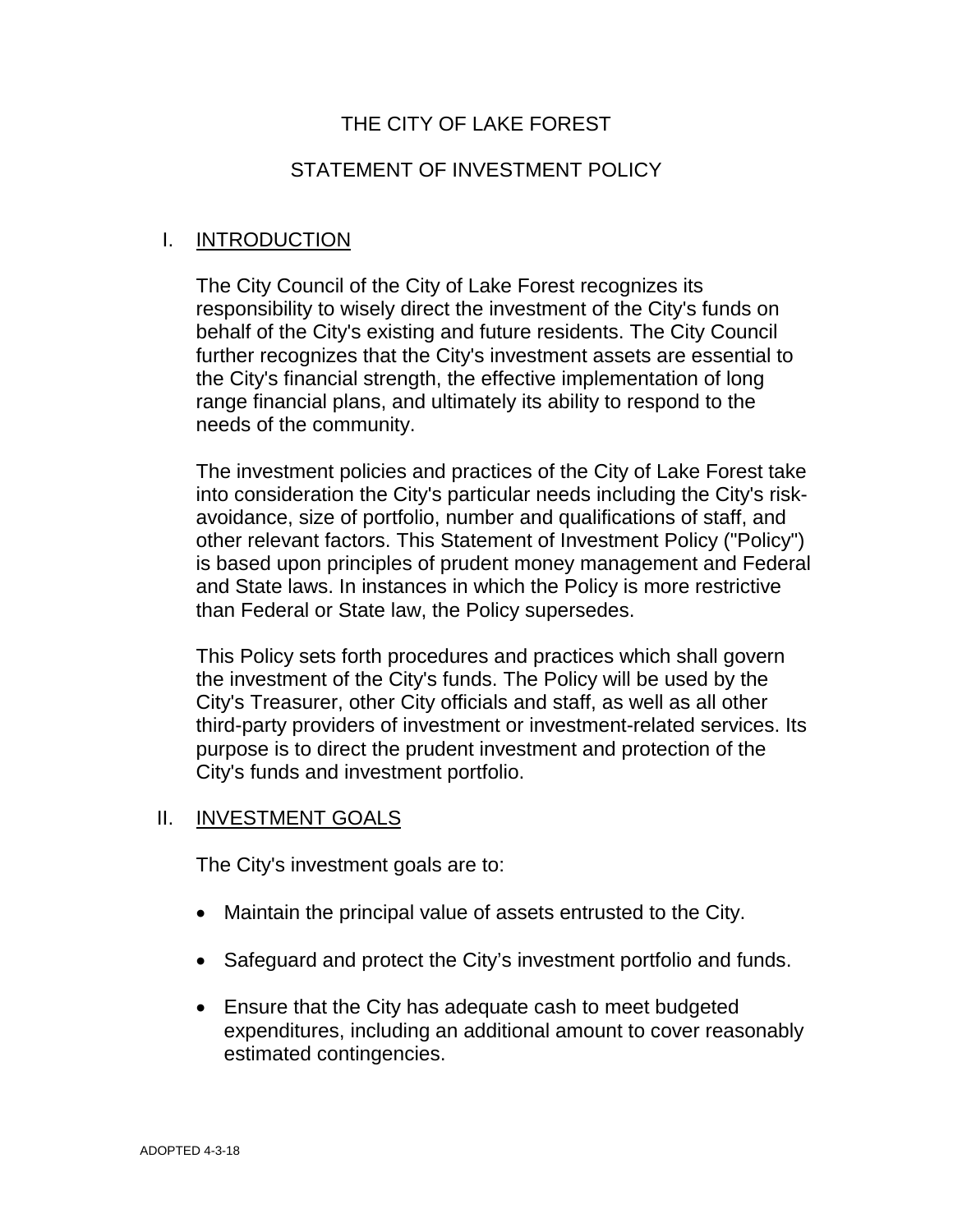# THE CITY OF LAKE FOREST

## STATEMENT OF INVESTMENT POLICY

## I. INTRODUCTION

The City Council of the City of Lake Forest recognizes its responsibility to wisely direct the investment of the City's funds on behalf of the City's existing and future residents. The City Council further recognizes that the City's investment assets are essential to the City's financial strength, the effective implementation of long range financial plans, and ultimately its ability to respond to the needs of the community.

The investment policies and practices of the City of Lake Forest take into consideration the City's particular needs including the City's risk-avoidance, size of portfolio, number and qualifications of staff, and other relevant factors. This Statement of Investment Policy ("Policy") is based upon principles of prudent money management and Federal and State laws. In instances in which the Policy is more restrictive than Federal or State law, the Policy supersedes.

This Policy sets forth procedures and practices which shall govern the investment of the City's funds. The Policy will be used by the City's Treasurer, other City officials and staff, as well as all other third-party providers of investment or investment-related services. Its purpose is to direct the prudent investment and protection of the City's funds and investment portfolio.

## II. INVESTMENT GOALS

The City's investment goals are to:

- Maintain the principal value of assets entrusted to the City.
- Safeguard and protect the City's investment portfolio and funds.
- Ensure that the City has adequate cash to meet budgeted expenditures, including an additional amount to cover reasonably estimated contingencies.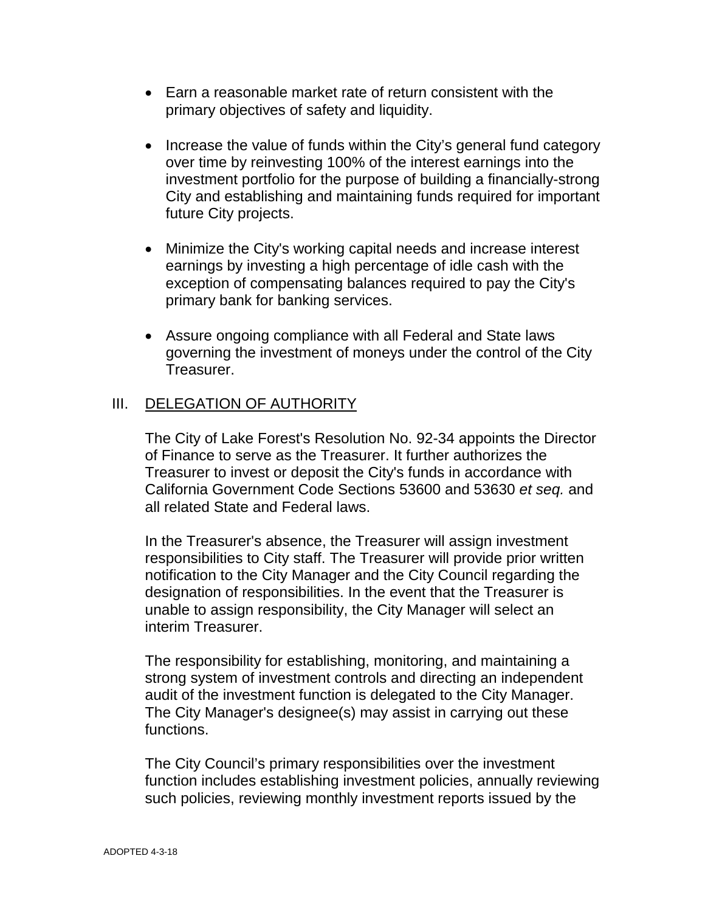- Earn a reasonable market rate of return consistent with the primary objectives of safety and liquidity.

- Increase the value of funds within the City's general fund category over time by reinvesting 100% of the interest earnings into the investment portfolio for the purpose of building a financially-strong City and establishing and maintaining funds required for important future City projects.

- Minimize the City's working capital needs and increase interest earnings by investing a high percentage of idle cash with the exception of compensating balances required to pay the City's primary bank for banking services.

- Assure ongoing compliance with all Federal and State laws governing the investment of moneys under the control of the City Treasurer.

## III. DELEGATION OF AUTHORITY

The City of Lake Forest's Resolution No. 92-34 appoints the Director of Finance to serve as the Treasurer. It further authorizes the Treasurer to invest or deposit the City's funds in accordance with California Government Code Sections 53600 and 53630 *et seq.* and all related State and Federal laws.

In the Treasurer's absence, the Treasurer will assign investment responsibilities to City staff. The Treasurer will provide prior written notification to the City Manager and the City Council regarding the designation of responsibilities. In the event that the Treasurer is unable to assign responsibility, the City Manager will select an interim Treasurer.

The responsibility for establishing, monitoring, and maintaining a strong system of investment controls and directing an independent audit of the investment function is delegated to the City Manager. The City Manager's designee(s) may assist in carrying out these functions.

The City Council's primary responsibilities over the investment function includes establishing investment policies, annually reviewing such policies, reviewing monthly investment reports issued by the

ADOPTED 4-3-18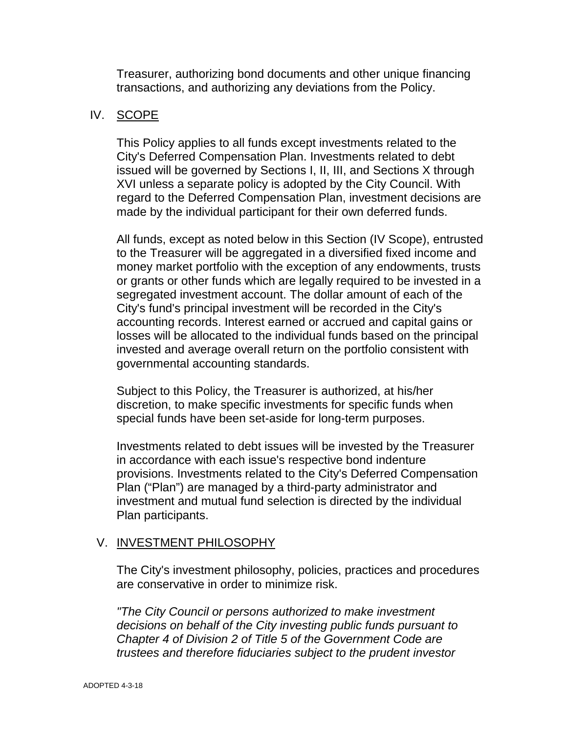Treasurer, authorizing bond documents and other unique financing transactions, and authorizing any deviations from the Policy.

## IV. SCOPE

This Policy applies to all funds except investments related to the City's Deferred Compensation Plan. Investments related to debt issued will be governed by Sections I, II, III, and Sections X through XVI unless a separate policy is adopted by the City Council. With regard to the Deferred Compensation Plan, investment decisions are made by the individual participant for their own deferred funds.

All funds, except as noted below in this Section (IV Scope), entrusted to the Treasurer will be aggregated in a diversified fixed income and money market portfolio with the exception of any endowments, trusts or grants or other funds which are legally required to be invested in a segregated investment account. The dollar amount of each of the City's fund's principal investment will be recorded in the City's accounting records. Interest earned or accrued and capital gains or losses will be allocated to the individual funds based on the principal invested and average overall return on the portfolio consistent with governmental accounting standards.

Subject to this Policy, the Treasurer is authorized, at his/her discretion, to make specific investments for specific funds when special funds have been set-aside for long-term purposes.

Investments related to debt issues will be invested by the Treasurer in accordance with each issue's respective bond indenture provisions. Investments related to the City's Deferred Compensation Plan ("Plan") are managed by a third-party administrator and investment and mutual fund selection is directed by the individual Plan participants.

## V. INVESTMENT PHILOSOPHY

The City's investment philosophy, policies, practices and procedures are conservative in order to minimize risk.

*"The City Council or persons authorized to make investment decisions on behalf of the City investing public funds pursuant to Chapter 4 of Division 2 of Title 5 of the Government Code are trustees and therefore fiduciaries subject to the prudent investor*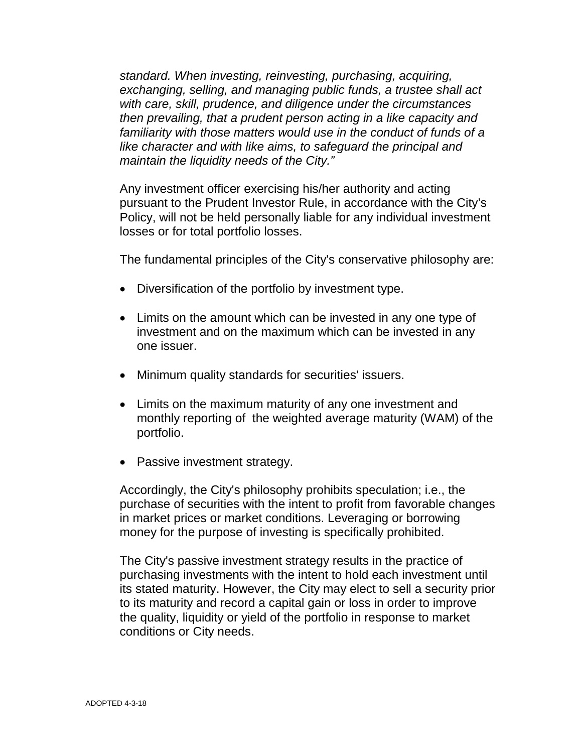*standard. When investing, reinvesting, purchasing, acquiring, exchanging, selling, and managing public funds, a trustee shall act with care, skill, prudence, and diligence under the circumstances then prevailing, that a prudent person acting in a like capacity and familiarity with those matters would use in the conduct of funds of a like character and with like aims, to safeguard the principal and maintain the liquidity needs of the City."*

Any investment officer exercising his/her authority and acting pursuant to the Prudent Investor Rule, in accordance with the City's Policy, will not be held personally liable for any individual investment losses or for total portfolio losses.

The fundamental principles of the City's conservative philosophy are:

- Diversification of the portfolio by investment type.
- Limits on the amount which can be invested in any one type of investment and on the maximum which can be invested in any one issuer.
- Minimum quality standards for securities' issuers.
- Limits on the maximum maturity of any one investment and monthly reporting of the weighted average maturity (WAM) of the portfolio.
- Passive investment strategy.

Accordingly, the City's philosophy prohibits speculation; i.e., the purchase of securities with the intent to profit from favorable changes in market prices or market conditions. Leveraging or borrowing money for the purpose of investing is specifically prohibited.

The City's passive investment strategy results in the practice of purchasing investments with the intent to hold each investment until its stated maturity. However, the City may elect to sell a security prior to its maturity and record a capital gain or loss in order to improve the quality, liquidity or yield of the portfolio in response to market conditions or City needs.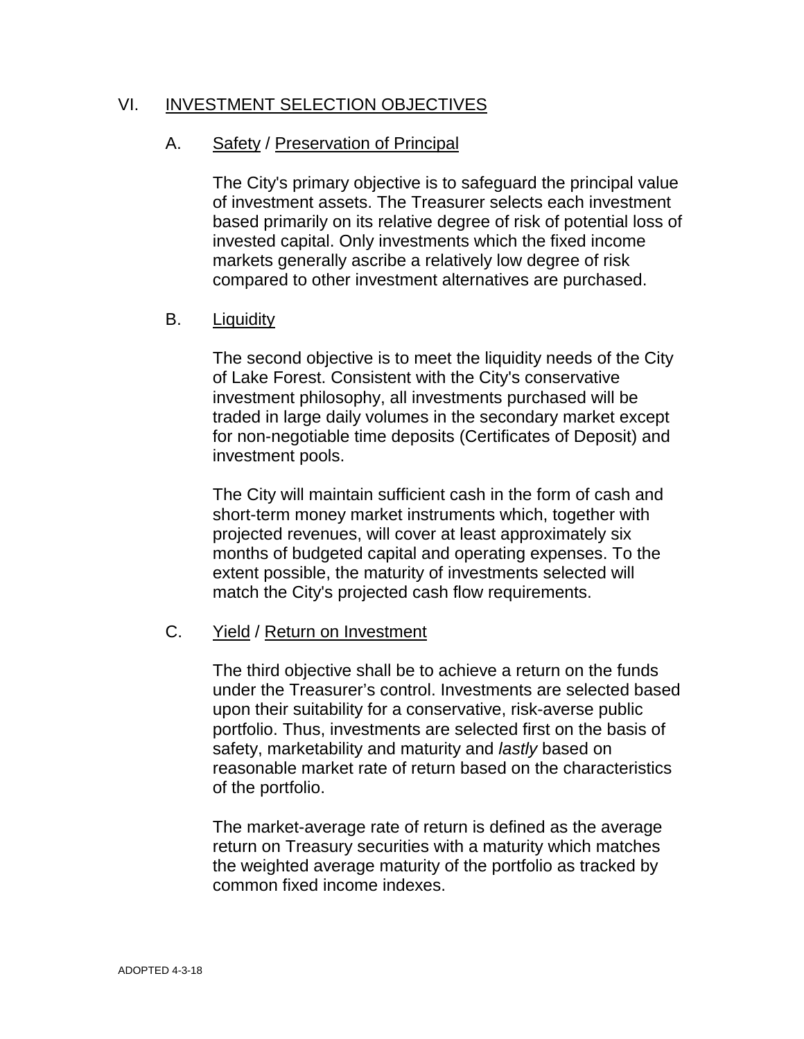## VI. INVESTMENT SELECTION OBJECTIVES

### A. Safety / Preservation of Principal

The City's primary objective is to safeguard the principal value of investment assets. The Treasurer selects each investment based primarily on its relative degree of risk of potential loss of invested capital. Only investments which the fixed income markets generally ascribe a relatively low degree of risk compared to other investment alternatives are purchased.

### B. Liquidity

The second objective is to meet the liquidity needs of the City of Lake Forest. Consistent with the City's conservative investment philosophy, all investments purchased will be traded in large daily volumes in the secondary market except for non-negotiable time deposits (Certificates of Deposit) and investment pools.

The City will maintain sufficient cash in the form of cash and short-term money market instruments which, together with projected revenues, will cover at least approximately six months of budgeted capital and operating expenses. To the extent possible, the maturity of investments selected will match the City's projected cash flow requirements.

### C. Yield / Return on Investment

The third objective shall be to achieve a return on the funds under the Treasurer's control. Investments are selected based upon their suitability for a conservative, risk-averse public portfolio. Thus, investments are selected first on the basis of safety, marketability and maturity and *lastly* based on reasonable market rate of return based on the characteristics of the portfolio.

The market-average rate of return is defined as the average return on Treasury securities with a maturity which matches the weighted average maturity of the portfolio as tracked by common fixed income indexes.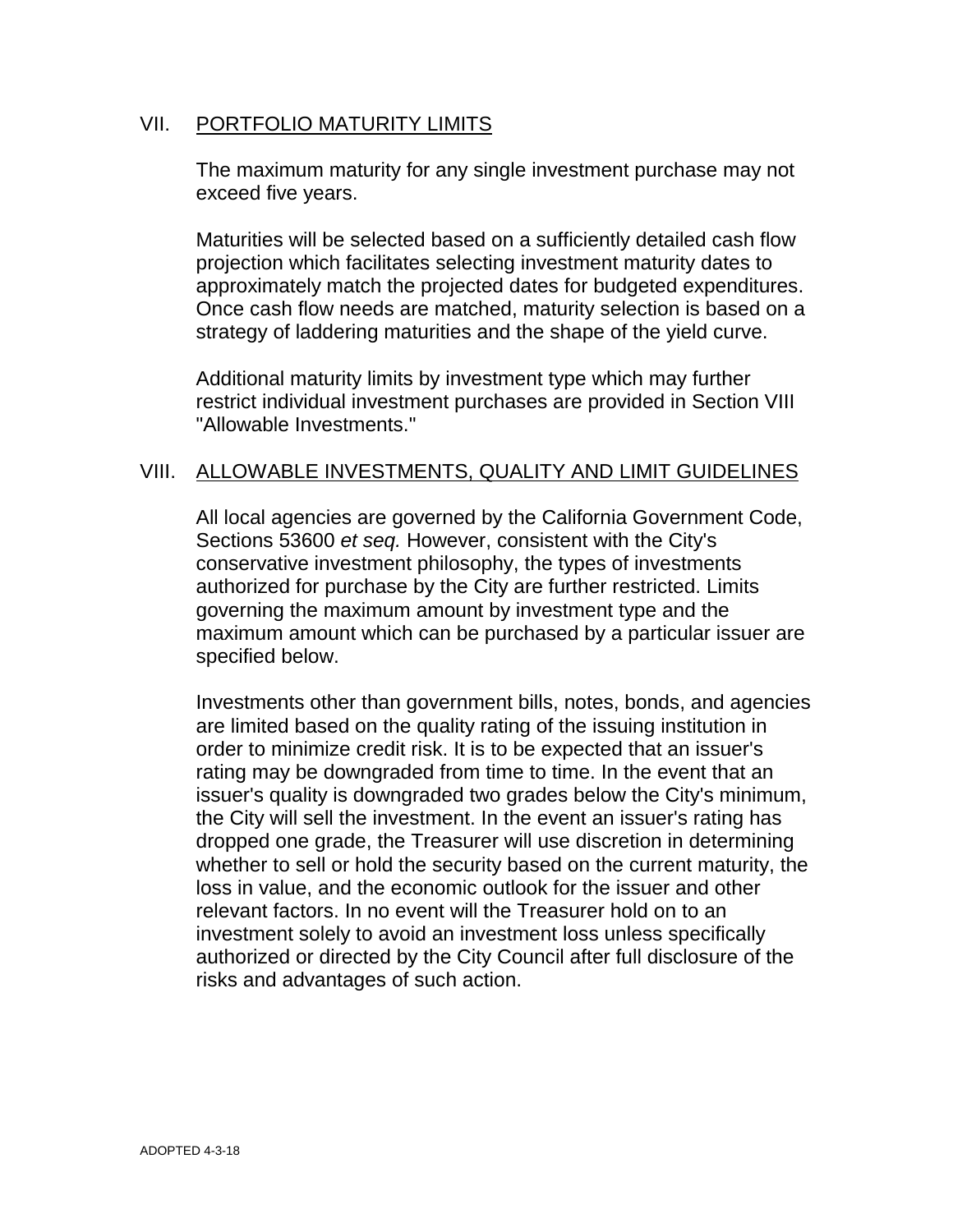## VII. PORTFOLIO MATURITY LIMITS

The maximum maturity for any single investment purchase may not exceed five years.

Maturities will be selected based on a sufficiently detailed cash flow projection which facilitates selecting investment maturity dates to approximately match the projected dates for budgeted expenditures. Once cash flow needs are matched, maturity selection is based on a strategy of laddering maturities and the shape of the yield curve.

Additional maturity limits by investment type which may further restrict individual investment purchases are provided in Section VIII "Allowable Investments."

## VIII. ALLOWABLE INVESTMENTS, QUALITY AND LIMIT GUIDELINES

All local agencies are governed by the California Government Code, Sections 53600 *et seq.* However, consistent with the City's conservative investment philosophy, the types of investments authorized for purchase by the City are further restricted. Limits governing the maximum amount by investment type and the maximum amount which can be purchased by a particular issuer are specified below.

Investments other than government bills, notes, bonds, and agencies are limited based on the quality rating of the issuing institution in order to minimize credit risk. It is to be expected that an issuer's rating may be downgraded from time to time. In the event that an issuer's quality is downgraded two grades below the City's minimum, the City will sell the investment. In the event an issuer's rating has dropped one grade, the Treasurer will use discretion in determining whether to sell or hold the security based on the current maturity, the loss in value, and the economic outlook for the issuer and other relevant factors. In no event will the Treasurer hold on to an investment solely to avoid an investment loss unless specifically authorized or directed by the City Council after full disclosure of the risks and advantages of such action.

ADOPTED 4-3-18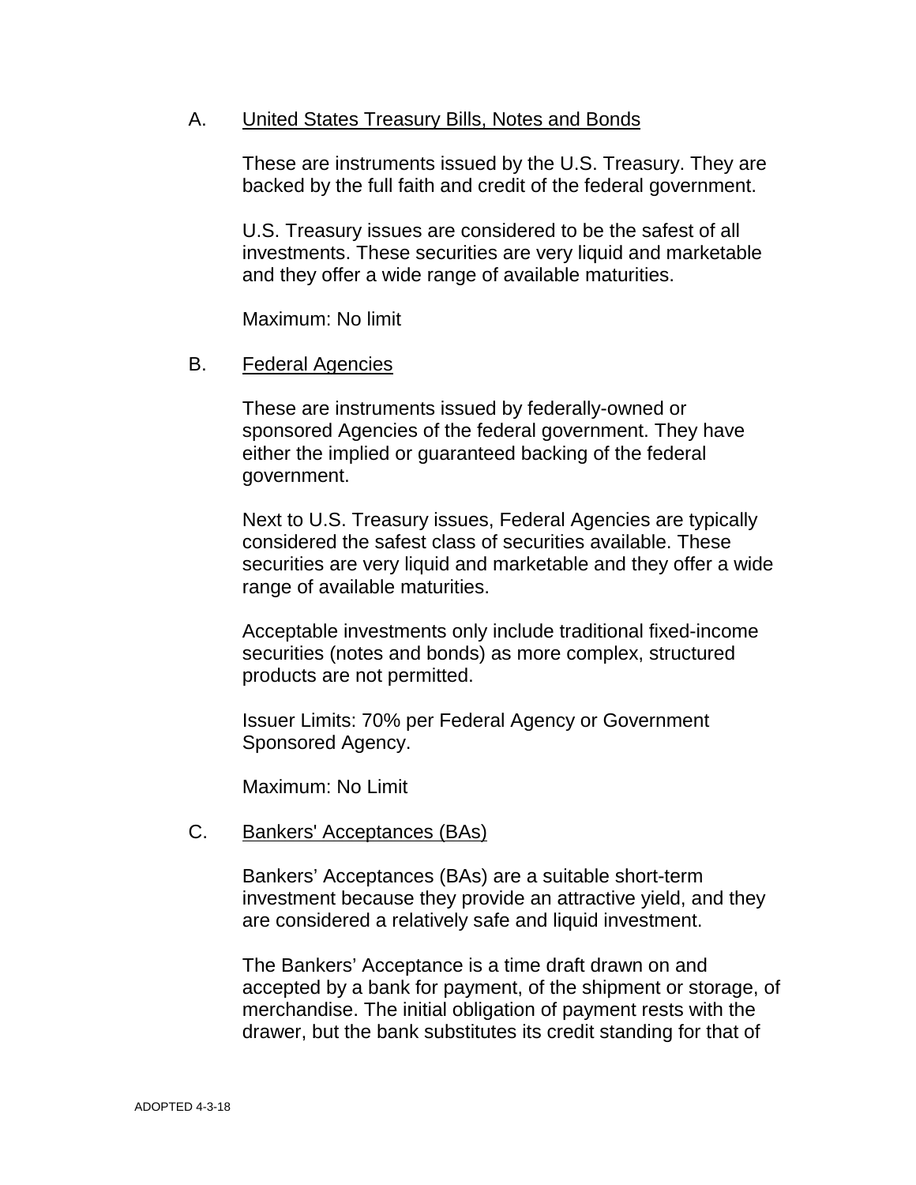A. United States Treasury Bills, Notes and Bonds

These are instruments issued by the U.S. Treasury. They are backed by the full faith and credit of the federal government.

U.S. Treasury issues are considered to be the safest of all investments. These securities are very liquid and marketable and they offer a wide range of available maturities.

Maximum: No limit

B. Federal Agencies

These are instruments issued by federally-owned or sponsored Agencies of the federal government. They have either the implied or guaranteed backing of the federal government.

Next to U.S. Treasury issues, Federal Agencies are typically considered the safest class of securities available. These securities are very liquid and marketable and they offer a wide range of available maturities.

Acceptable investments only include traditional fixed-income securities (notes and bonds) as more complex, structured products are not permitted.

Issuer Limits: 70% per Federal Agency or Government Sponsored Agency.

Maximum: No Limit

C. Bankers' Acceptances (BAs)

Bankers' Acceptances (BAs) are a suitable short-term investment because they provide an attractive yield, and they are considered a relatively safe and liquid investment.

The Bankers' Acceptance is a time draft drawn on and accepted by a bank for payment, of the shipment or storage, of merchandise. The initial obligation of payment rests with the drawer, but the bank substitutes its credit standing for that of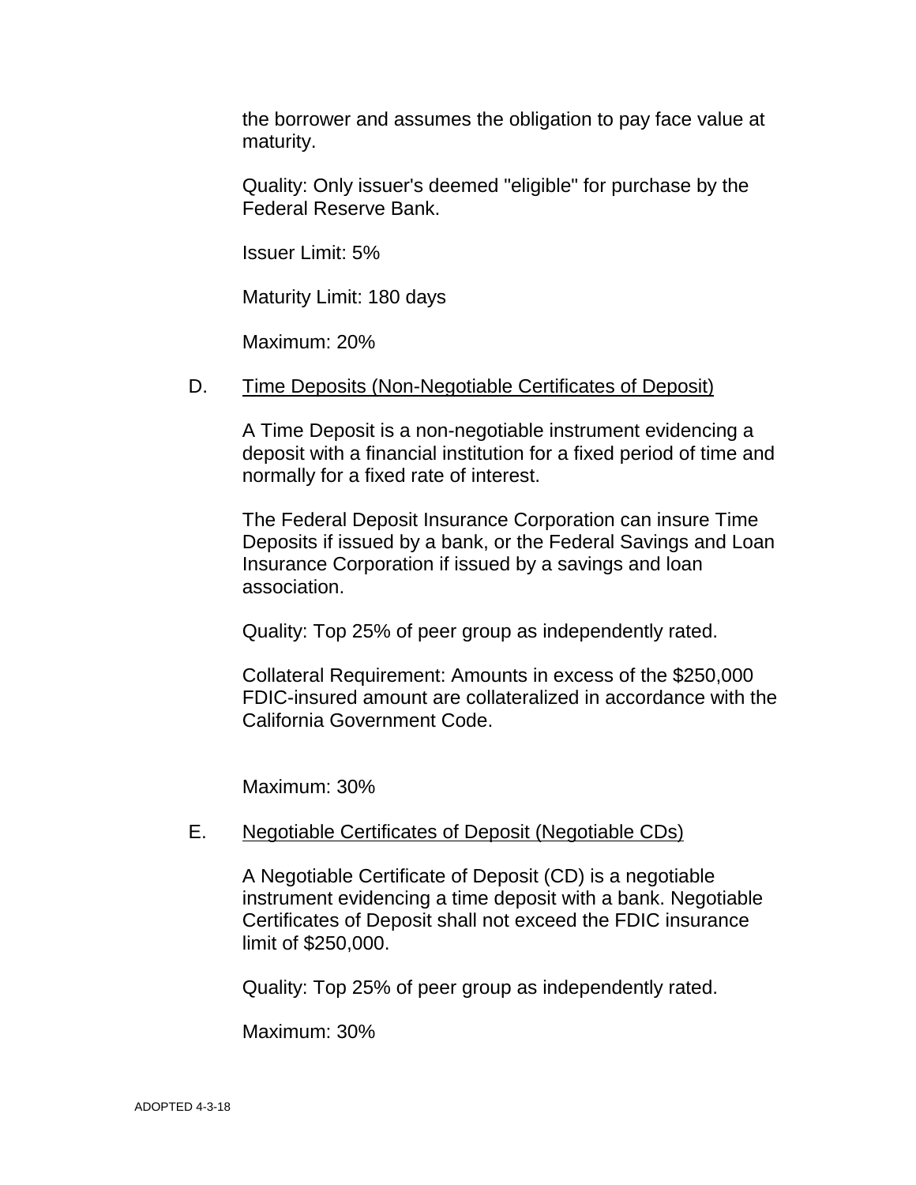the borrower and assumes the obligation to pay face value at maturity.

Quality: Only issuer's deemed "eligible" for purchase by the Federal Reserve Bank.

Issuer Limit: 5%

Maturity Limit: 180 days

Maximum: 20%

D. <u>Time Deposits (Non-Negotiable Certificates of Deposit)</u>

A Time Deposit is a non-negotiable instrument evidencing a deposit with a financial institution for a fixed period of time and normally for a fixed rate of interest.

The Federal Deposit Insurance Corporation can insure Time Deposits if issued by a bank, or the Federal Savings and Loan Insurance Corporation if issued by a savings and loan association.

Quality: Top 25% of peer group as independently rated.

Collateral Requirement: Amounts in excess of the $250,000 FDIC-insured amount are collateralized in accordance with the California Government Code.

Maximum: 30%

E. <u>Negotiable Certificates of Deposit (Negotiable CDs)</u>

A Negotiable Certificate of Deposit (CD) is a negotiable instrument evidencing a time deposit with a bank. Negotiable Certificates of Deposit shall not exceed the FDIC insurance limit of $250,000.

Quality: Top 25% of peer group as independently rated.

Maximum: 30%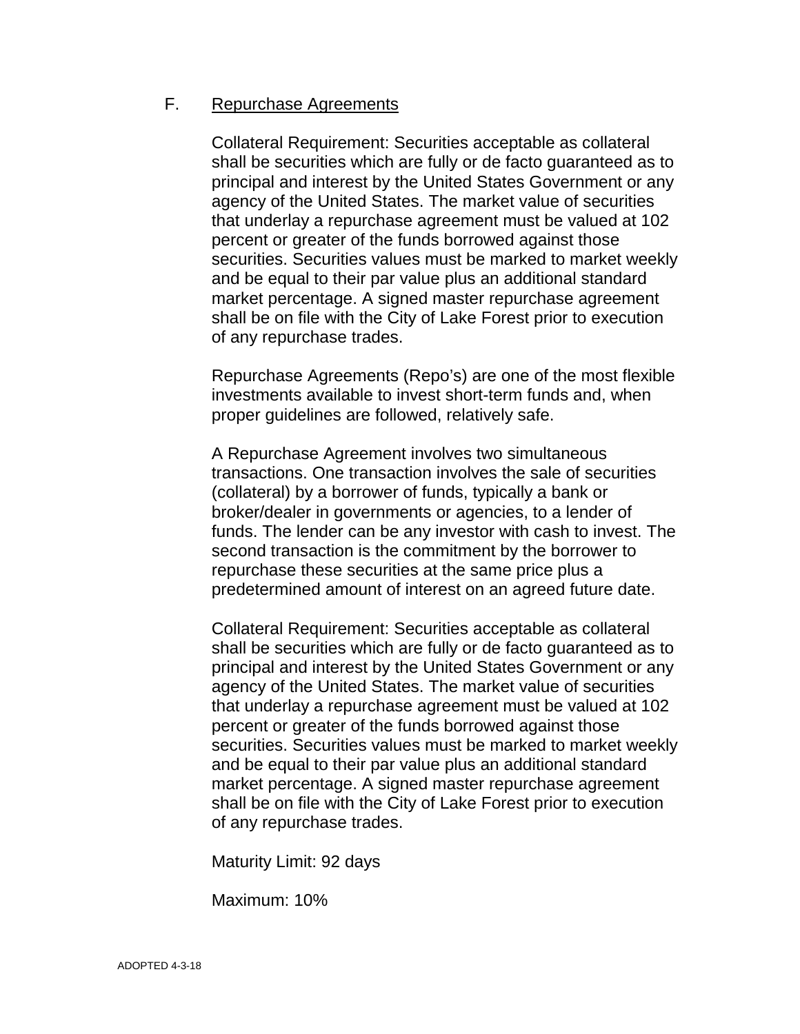F. Repurchase Agreements

Collateral Requirement: Securities acceptable as collateral shall be securities which are fully or de facto guaranteed as to principal and interest by the United States Government or any agency of the United States. The market value of securities that underlay a repurchase agreement must be valued at 102 percent or greater of the funds borrowed against those securities. Securities values must be marked to market weekly and be equal to their par value plus an additional standard market percentage. A signed master repurchase agreement shall be on file with the City of Lake Forest prior to execution of any repurchase trades.

Repurchase Agreements (Repo's) are one of the most flexible investments available to invest short-term funds and, when proper guidelines are followed, relatively safe.

A Repurchase Agreement involves two simultaneous transactions. One transaction involves the sale of securities (collateral) by a borrower of funds, typically a bank or broker/dealer in governments or agencies, to a lender of funds. The lender can be any investor with cash to invest. The second transaction is the commitment by the borrower to repurchase these securities at the same price plus a predetermined amount of interest on an agreed future date.

Collateral Requirement: Securities acceptable as collateral shall be securities which are fully or de facto guaranteed as to principal and interest by the United States Government or any agency of the United States. The market value of securities that underlay a repurchase agreement must be valued at 102 percent or greater of the funds borrowed against those securities. Securities values must be marked to market weekly and be equal to their par value plus an additional standard market percentage. A signed master repurchase agreement shall be on file with the City of Lake Forest prior to execution of any repurchase trades.

Maturity Limit: 92 days

Maximum: 10%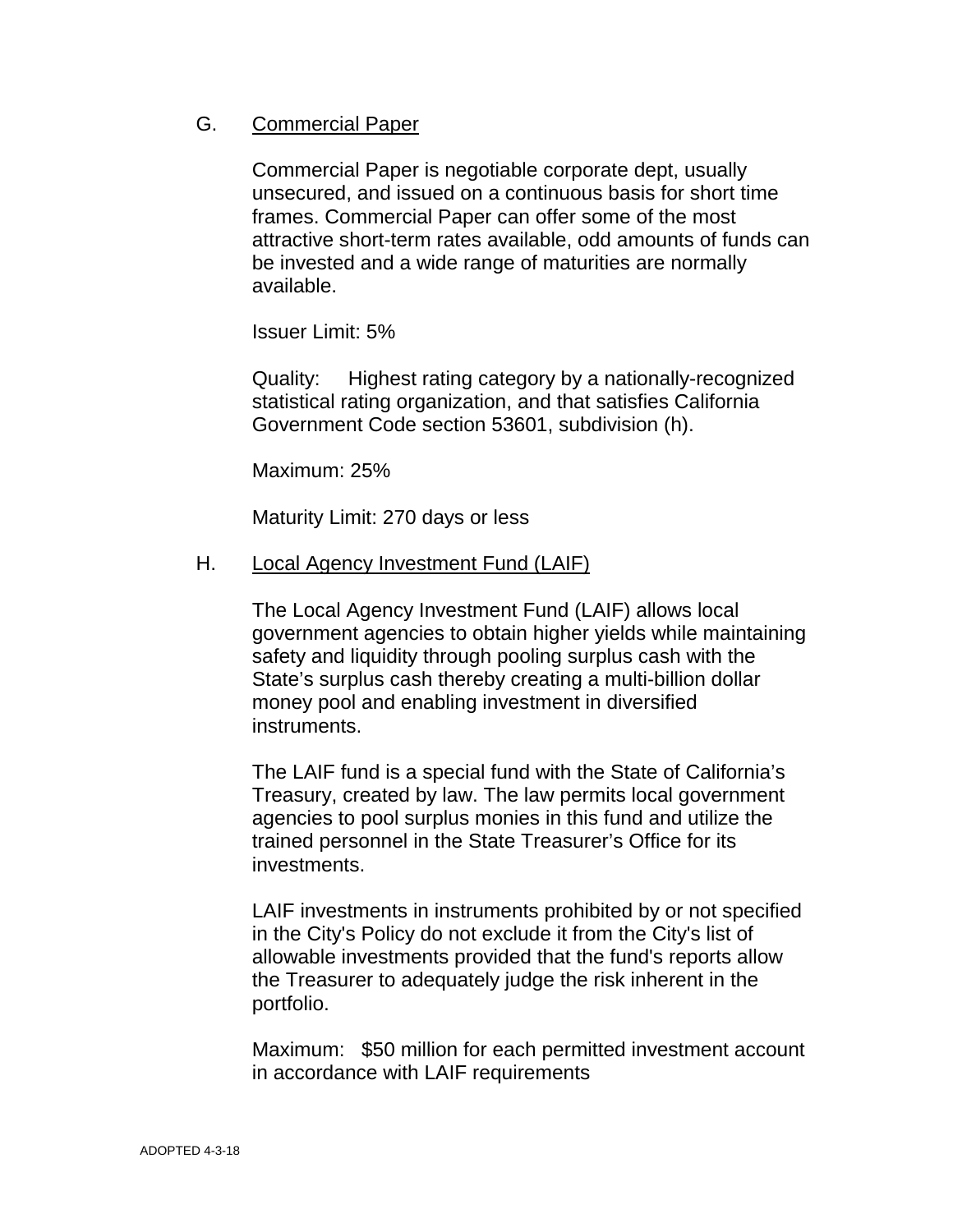G. <u>Commercial Paper</u>

Commercial Paper is negotiable corporate dept, usually unsecured, and issued on a continuous basis for short time frames. Commercial Paper can offer some of the most attractive short-term rates available, odd amounts of funds can be invested and a wide range of maturities are normally available.

Issuer Limit: 5%

Quality: Highest rating category by a nationally-recognized statistical rating organization, and that satisfies California Government Code section 53601, subdivision (h).

Maximum: 25%

Maturity Limit: 270 days or less

H. <u>Local Agency Investment Fund (LAIF)</u>

The Local Agency Investment Fund (LAIF) allows local government agencies to obtain higher yields while maintaining safety and liquidity through pooling surplus cash with the State's surplus cash thereby creating a multi-billion dollar money pool and enabling investment in diversified instruments.

The LAIF fund is a special fund with the State of California's Treasury, created by law. The law permits local government agencies to pool surplus monies in this fund and utilize the trained personnel in the State Treasurer's Office for its investments.

LAIF investments in instruments prohibited by or not specified in the City's Policy do not exclude it from the City's list of allowable investments provided that the fund's reports allow the Treasurer to adequately judge the risk inherent in the portfolio.

Maximum: $50 million for each permitted investment account in accordance with LAIF requirements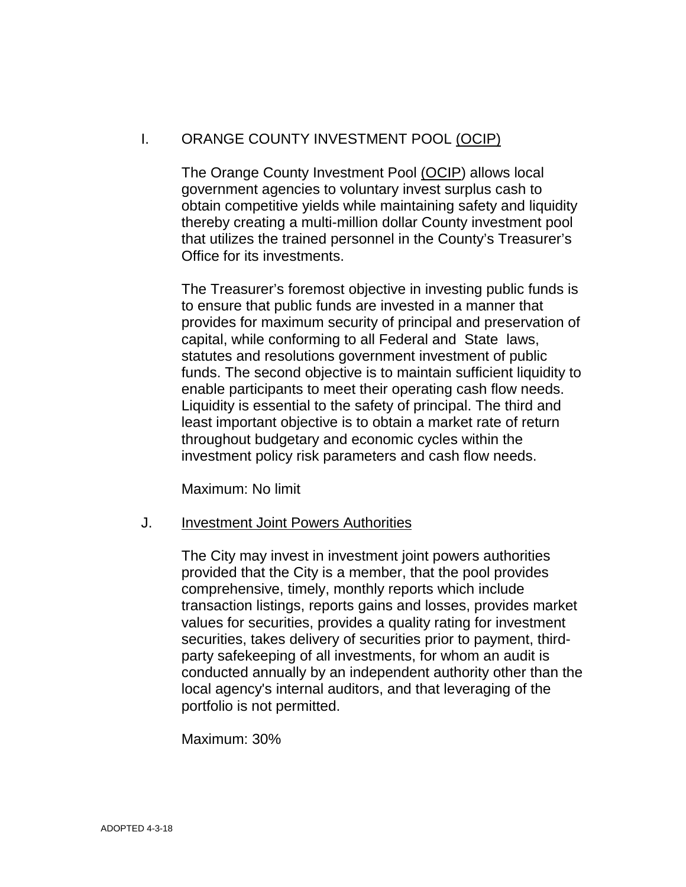### I. ORANGE COUNTY INVESTMENT POOL (OCIP)

The Orange County Investment Pool (OCIP) allows local government agencies to voluntary invest surplus cash to obtain competitive yields while maintaining safety and liquidity thereby creating a multi-million dollar County investment pool that utilizes the trained personnel in the County's Treasurer's Office for its investments.

The Treasurer's foremost objective in investing public funds is to ensure that public funds are invested in a manner that provides for maximum security of principal and preservation of capital, while conforming to all Federal and State laws, statutes and resolutions government investment of public funds. The second objective is to maintain sufficient liquidity to enable participants to meet their operating cash flow needs. Liquidity is essential to the safety of principal. The third and least important objective is to obtain a market rate of return throughout budgetary and economic cycles within the investment policy risk parameters and cash flow needs.

Maximum: No limit

### J. Investment Joint Powers Authorities

The City may invest in investment joint powers authorities provided that the City is a member, that the pool provides comprehensive, timely, monthly reports which include transaction listings, reports gains and losses, provides market values for securities, provides a quality rating for investment securities, takes delivery of securities prior to payment, third-party safekeeping of all investments, for whom an audit is conducted annually by an independent authority other than the local agency's internal auditors, and that leveraging of the portfolio is not permitted.

Maximum: 30%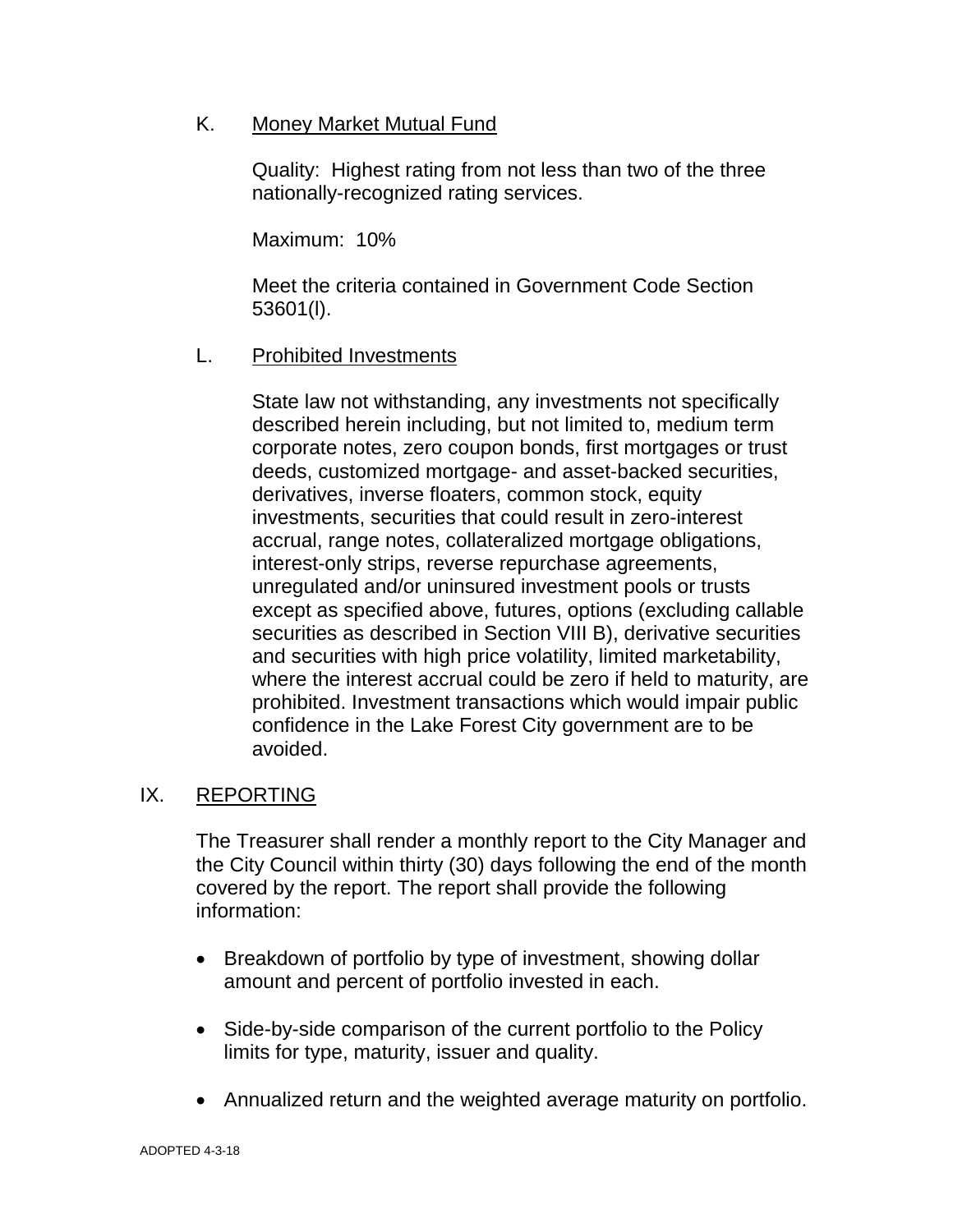K. <u>Money Market Mutual Fund</u>

Quality: Highest rating from not less than two of the three nationally-recognized rating services.

Maximum: 10%

Meet the criteria contained in Government Code Section 53601(l).

L. <u>Prohibited Investments</u>

State law not withstanding, any investments not specifically described herein including, but not limited to, medium term corporate notes, zero coupon bonds, first mortgages or trust deeds, customized mortgage- and asset-backed securities, derivatives, inverse floaters, common stock, equity investments, securities that could result in zero-interest accrual, range notes, collateralized mortgage obligations, interest-only strips, reverse repurchase agreements, unregulated and/or uninsured investment pools or trusts except as specified above, futures, options (excluding callable securities as described in Section VIII B), derivative securities and securities with high price volatility, limited marketability, where the interest accrual could be zero if held to maturity, are prohibited. Investment transactions which would impair public confidence in the Lake Forest City government are to be avoided.

## IX. <u>REPORTING</u>

The Treasurer shall render a monthly report to the City Manager and the City Council within thirty (30) days following the end of the month covered by the report. The report shall provide the following information:

- Breakdown of portfolio by type of investment, showing dollar amount and percent of portfolio invested in each.
- Side-by-side comparison of the current portfolio to the Policy limits for type, maturity, issuer and quality.
- Annualized return and the weighted average maturity on portfolio.

ADOPTED 4-3-18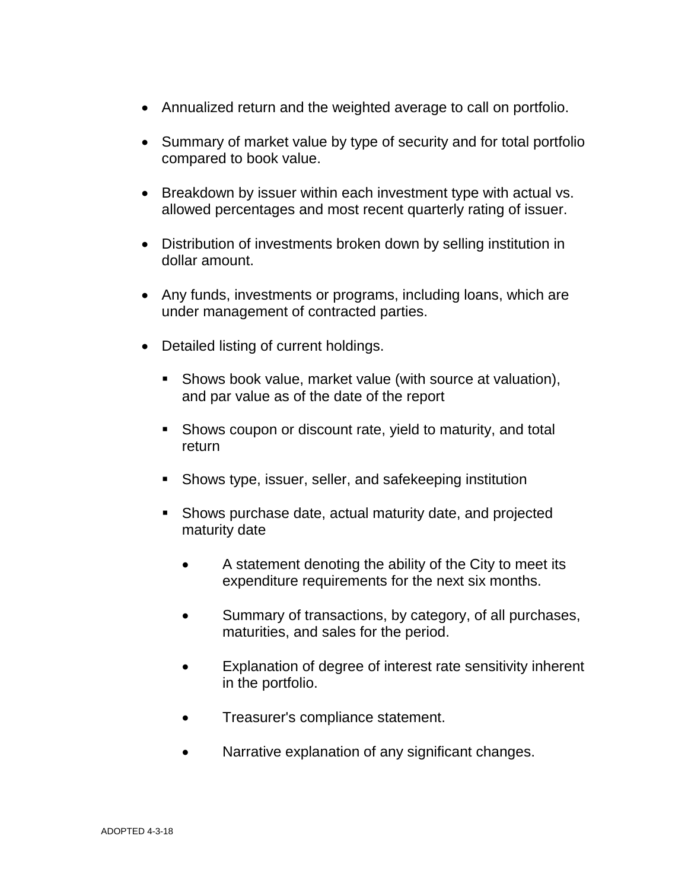- Annualized return and the weighted average to call on portfolio.

- Summary of market value by type of security and for total portfolio compared to book value.

- Breakdown by issuer within each investment type with actual vs. allowed percentages and most recent quarterly rating of issuer.

- Distribution of investments broken down by selling institution in dollar amount.

- Any funds, investments or programs, including loans, which are under management of contracted parties.

- Detailed listing of current holdings.

  - Shows book value, market value (with source at valuation), and par value as of the date of the report

  - Shows coupon or discount rate, yield to maturity, and total return

  - Shows type, issuer, seller, and safekeeping institution

  - Shows purchase date, actual maturity date, and projected maturity date

    - A statement denoting the ability of the City to meet its expenditure requirements for the next six months.

    - Summary of transactions, by category, of all purchases, maturities, and sales for the period.

    - Explanation of degree of interest rate sensitivity inherent in the portfolio.

    - Treasurer's compliance statement.

    - Narrative explanation of any significant changes.

ADOPTED 4-3-18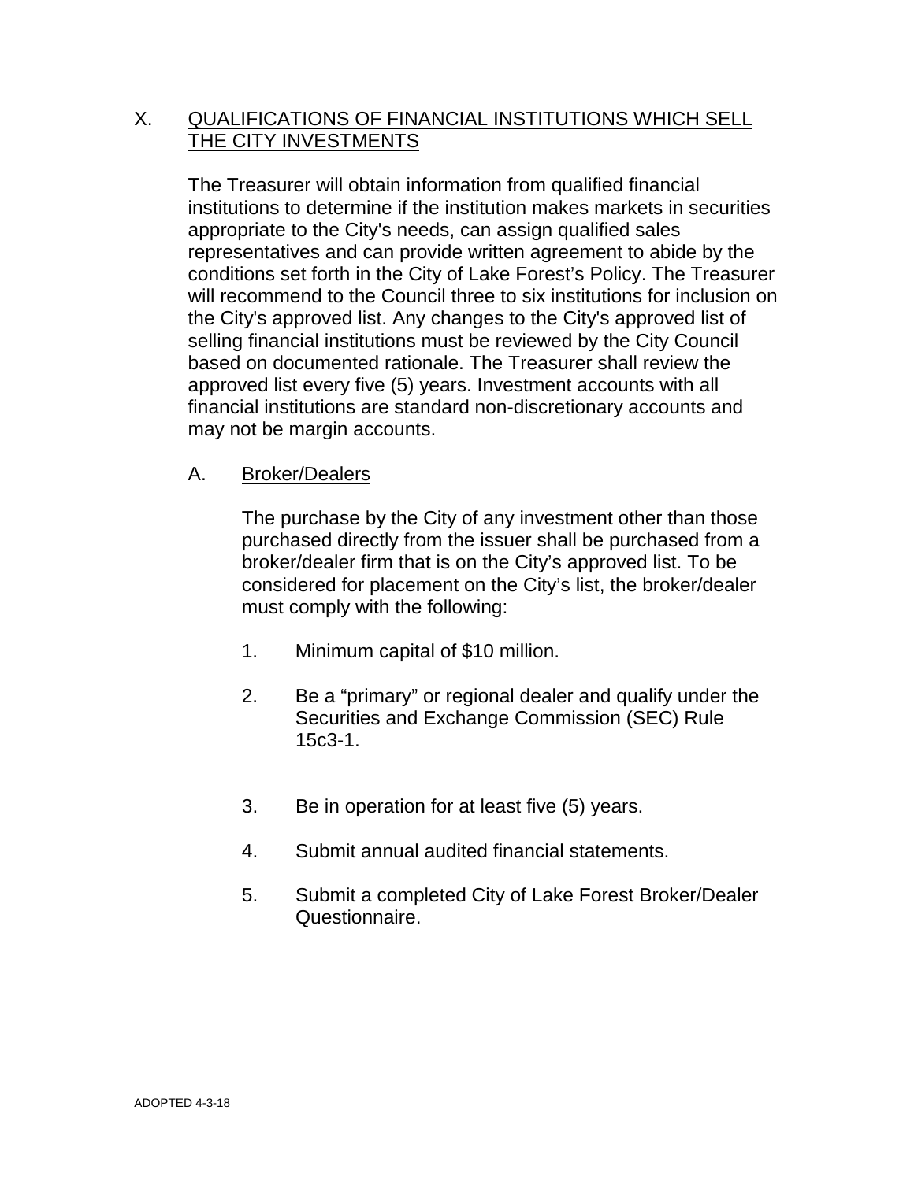## X. QUALIFICATIONS OF FINANCIAL INSTITUTIONS WHICH SELL THE CITY INVESTMENTS

The Treasurer will obtain information from qualified financial institutions to determine if the institution makes markets in securities appropriate to the City's needs, can assign qualified sales representatives and can provide written agreement to abide by the conditions set forth in the City of Lake Forest's Policy. The Treasurer will recommend to the Council three to six institutions for inclusion on the City's approved list. Any changes to the City's approved list of selling financial institutions must be reviewed by the City Council based on documented rationale. The Treasurer shall review the approved list every five (5) years. Investment accounts with all financial institutions are standard non-discretionary accounts and may not be margin accounts.

### A. Broker/Dealers

The purchase by the City of any investment other than those purchased directly from the issuer shall be purchased from a broker/dealer firm that is on the City's approved list. To be considered for placement on the City's list, the broker/dealer must comply with the following:

1. Minimum capital of $10 million.
2. Be a "primary" or regional dealer and qualify under the Securities and Exchange Commission (SEC) Rule 15c3-1.
3. Be in operation for at least five (5) years.
4. Submit annual audited financial statements.
5. Submit a completed City of Lake Forest Broker/Dealer Questionnaire.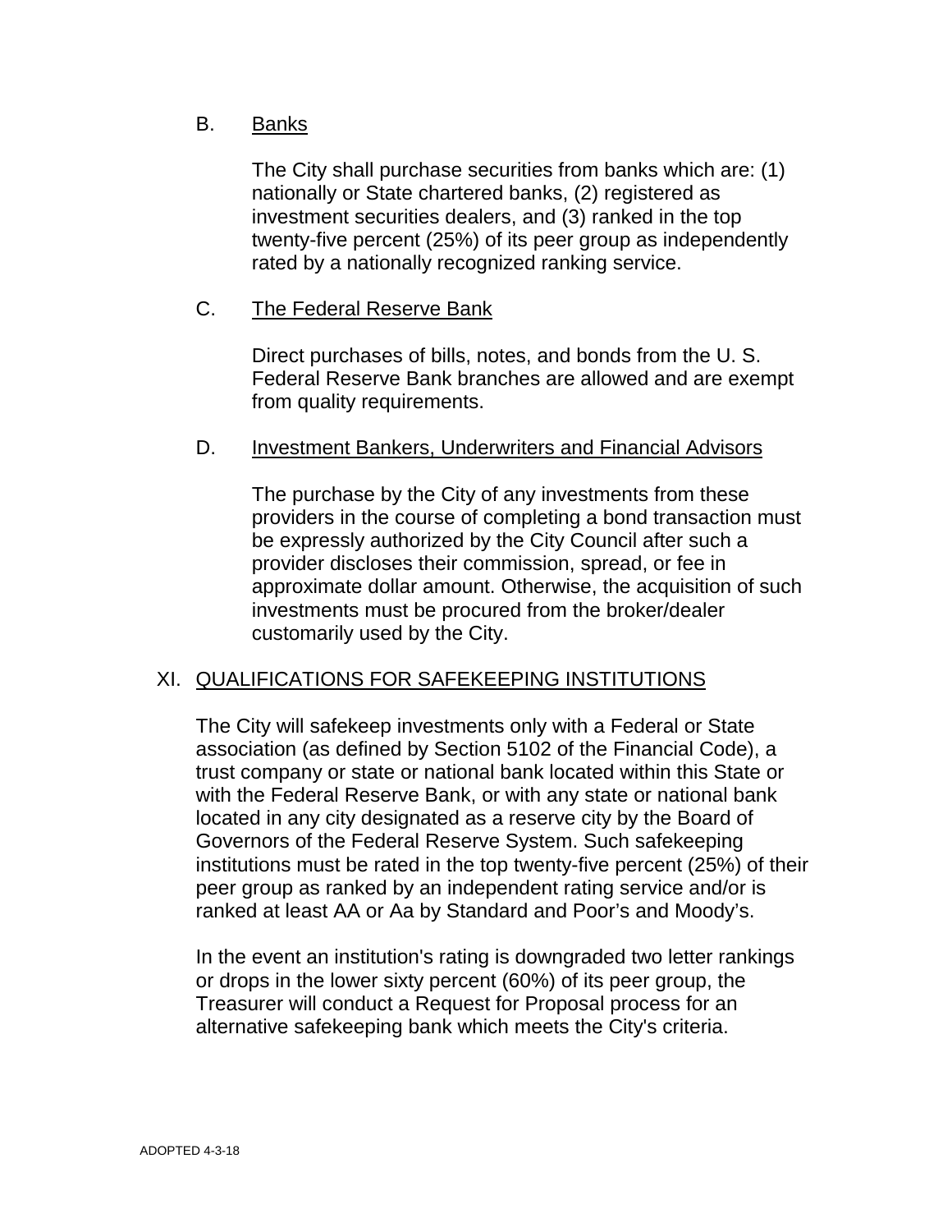### B. Banks

The City shall purchase securities from banks which are: (1) nationally or State chartered banks, (2) registered as investment securities dealers, and (3) ranked in the top twenty-five percent (25%) of its peer group as independently rated by a nationally recognized ranking service.

### C. The Federal Reserve Bank

Direct purchases of bills, notes, and bonds from the U. S. Federal Reserve Bank branches are allowed and are exempt from quality requirements.

### D. Investment Bankers, Underwriters and Financial Advisors

The purchase by the City of any investments from these providers in the course of completing a bond transaction must be expressly authorized by the City Council after such a provider discloses their commission, spread, or fee in approximate dollar amount. Otherwise, the acquisition of such investments must be procured from the broker/dealer customarily used by the City.

## XI. QUALIFICATIONS FOR SAFEKEEPING INSTITUTIONS

The City will safekeep investments only with a Federal or State association (as defined by Section 5102 of the Financial Code), a trust company or state or national bank located within this State or with the Federal Reserve Bank, or with any state or national bank located in any city designated as a reserve city by the Board of Governors of the Federal Reserve System. Such safekeeping institutions must be rated in the top twenty-five percent (25%) of their peer group as ranked by an independent rating service and/or is ranked at least AA or Aa by Standard and Poor's and Moody's.

In the event an institution's rating is downgraded two letter rankings or drops in the lower sixty percent (60%) of its peer group, the Treasurer will conduct a Request for Proposal process for an alternative safekeeping bank which meets the City's criteria.

ADOPTED 4-3-18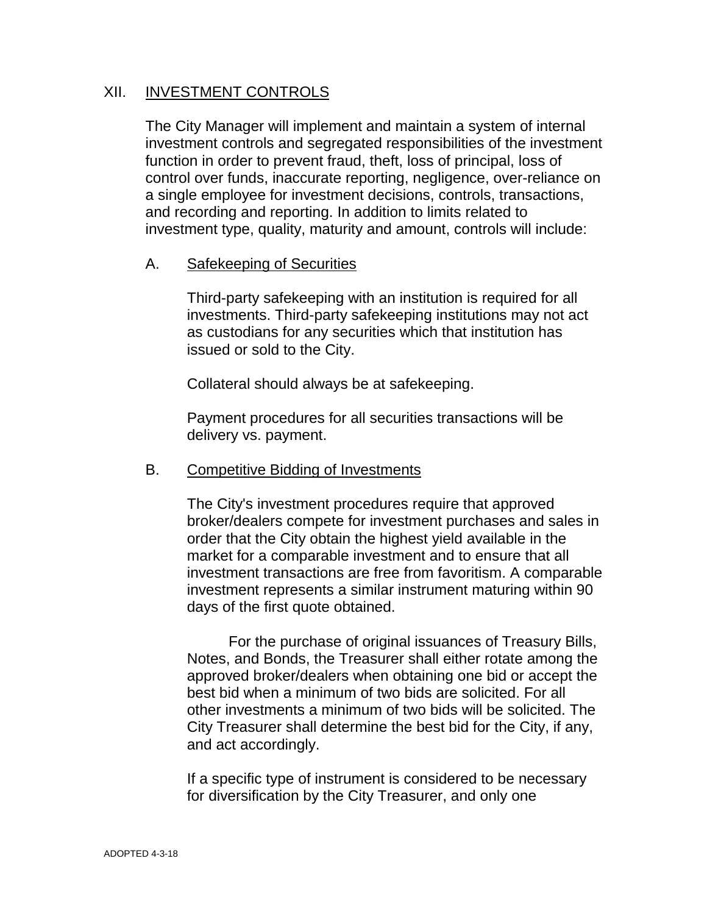## XII. INVESTMENT CONTROLS

The City Manager will implement and maintain a system of internal investment controls and segregated responsibilities of the investment function in order to prevent fraud, theft, loss of principal, loss of control over funds, inaccurate reporting, negligence, over-reliance on a single employee for investment decisions, controls, transactions, and recording and reporting. In addition to limits related to investment type, quality, maturity and amount, controls will include:

### A. Safekeeping of Securities

Third-party safekeeping with an institution is required for all investments. Third-party safekeeping institutions may not act as custodians for any securities which that institution has issued or sold to the City.

Collateral should always be at safekeeping.

Payment procedures for all securities transactions will be delivery vs. payment.

### B. Competitive Bidding of Investments

The City's investment procedures require that approved broker/dealers compete for investment purchases and sales in order that the City obtain the highest yield available in the market for a comparable investment and to ensure that all investment transactions are free from favoritism. A comparable investment represents a similar instrument maturing within 90 days of the first quote obtained.

For the purchase of original issuances of Treasury Bills, Notes, and Bonds, the Treasurer shall either rotate among the approved broker/dealers when obtaining one bid or accept the best bid when a minimum of two bids are solicited. For all other investments a minimum of two bids will be solicited. The City Treasurer shall determine the best bid for the City, if any, and act accordingly.

If a specific type of instrument is considered to be necessary for diversification by the City Treasurer, and only one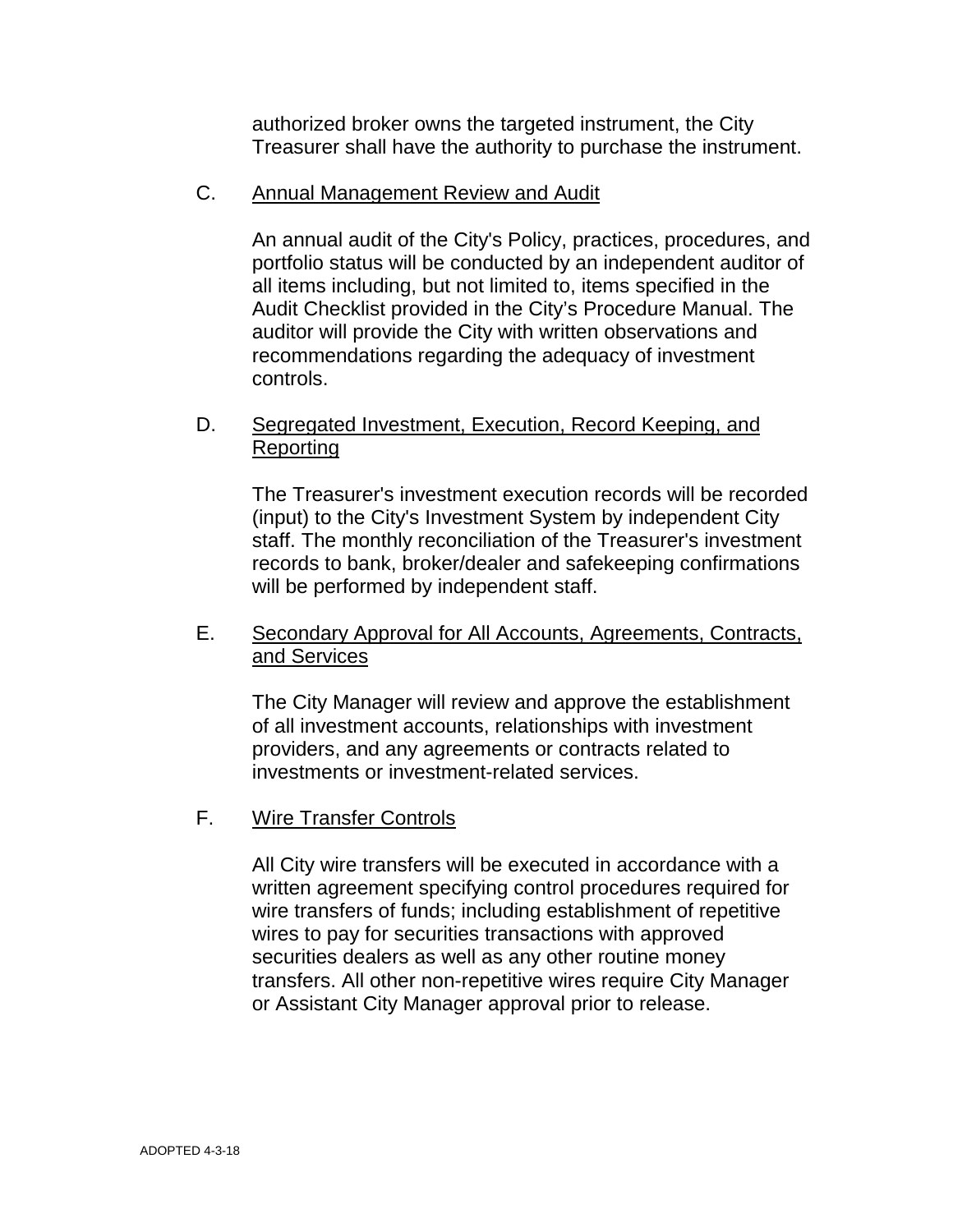authorized broker owns the targeted instrument, the City Treasurer shall have the authority to purchase the instrument.

C. Annual Management Review and Audit

An annual audit of the City's Policy, practices, procedures, and portfolio status will be conducted by an independent auditor of all items including, but not limited to, items specified in the Audit Checklist provided in the City's Procedure Manual. The auditor will provide the City with written observations and recommendations regarding the adequacy of investment controls.

D. Segregated Investment, Execution, Record Keeping, and Reporting

The Treasurer's investment execution records will be recorded (input) to the City's Investment System by independent City staff. The monthly reconciliation of the Treasurer's investment records to bank, broker/dealer and safekeeping confirmations will be performed by independent staff.

E. Secondary Approval for All Accounts, Agreements, Contracts, and Services

The City Manager will review and approve the establishment of all investment accounts, relationships with investment providers, and any agreements or contracts related to investments or investment-related services.

F. Wire Transfer Controls

All City wire transfers will be executed in accordance with a written agreement specifying control procedures required for wire transfers of funds; including establishment of repetitive wires to pay for securities transactions with approved securities dealers as well as any other routine money transfers. All other non-repetitive wires require City Manager or Assistant City Manager approval prior to release.

ADOPTED 4-3-18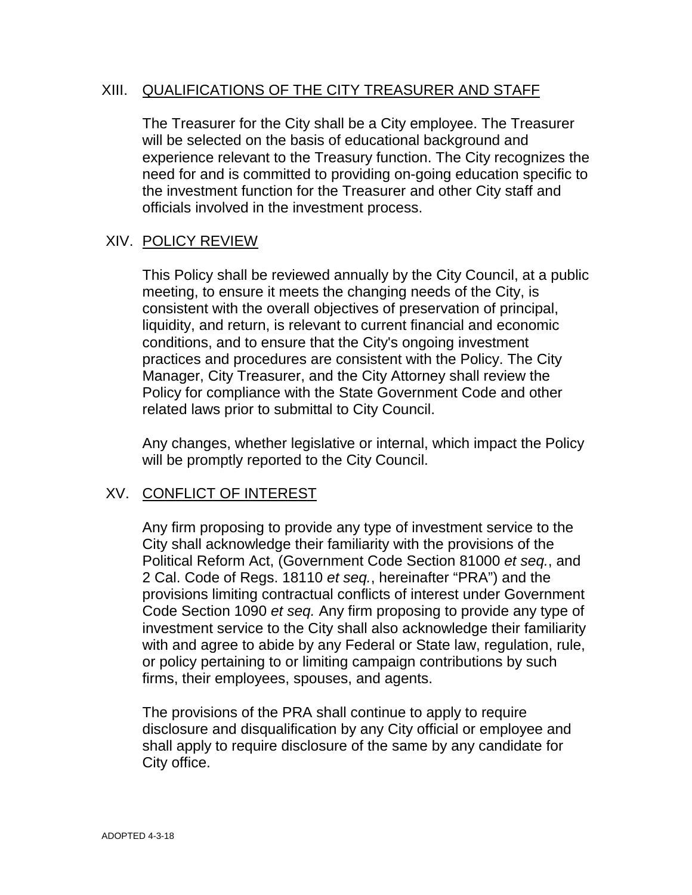## XIII. <u>QUALIFICATIONS OF THE CITY TREASURER AND STAFF</u>

The Treasurer for the City shall be a City employee. The Treasurer will be selected on the basis of educational background and experience relevant to the Treasury function. The City recognizes the need for and is committed to providing on-going education specific to the investment function for the Treasurer and other City staff and officials involved in the investment process.

## XIV. <u>POLICY REVIEW</u>

This Policy shall be reviewed annually by the City Council, at a public meeting, to ensure it meets the changing needs of the City, is consistent with the overall objectives of preservation of principal, liquidity, and return, is relevant to current financial and economic conditions, and to ensure that the City's ongoing investment practices and procedures are consistent with the Policy. The City Manager, City Treasurer, and the City Attorney shall review the Policy for compliance with the State Government Code and other related laws prior to submittal to City Council.

Any changes, whether legislative or internal, which impact the Policy will be promptly reported to the City Council.

## XV. <u>CONFLICT OF INTEREST</u>

Any firm proposing to provide any type of investment service to the City shall acknowledge their familiarity with the provisions of the Political Reform Act, (Government Code Section 81000 *et seq.*, and 2 Cal. Code of Regs. 18110 *et seq.*, hereinafter "PRA") and the provisions limiting contractual conflicts of interest under Government Code Section 1090 *et seq.* Any firm proposing to provide any type of investment service to the City shall also acknowledge their familiarity with and agree to abide by any Federal or State law, regulation, rule, or policy pertaining to or limiting campaign contributions by such firms, their employees, spouses, and agents.

The provisions of the PRA shall continue to apply to require disclosure and disqualification by any City official or employee and shall apply to require disclosure of the same by any candidate for City office.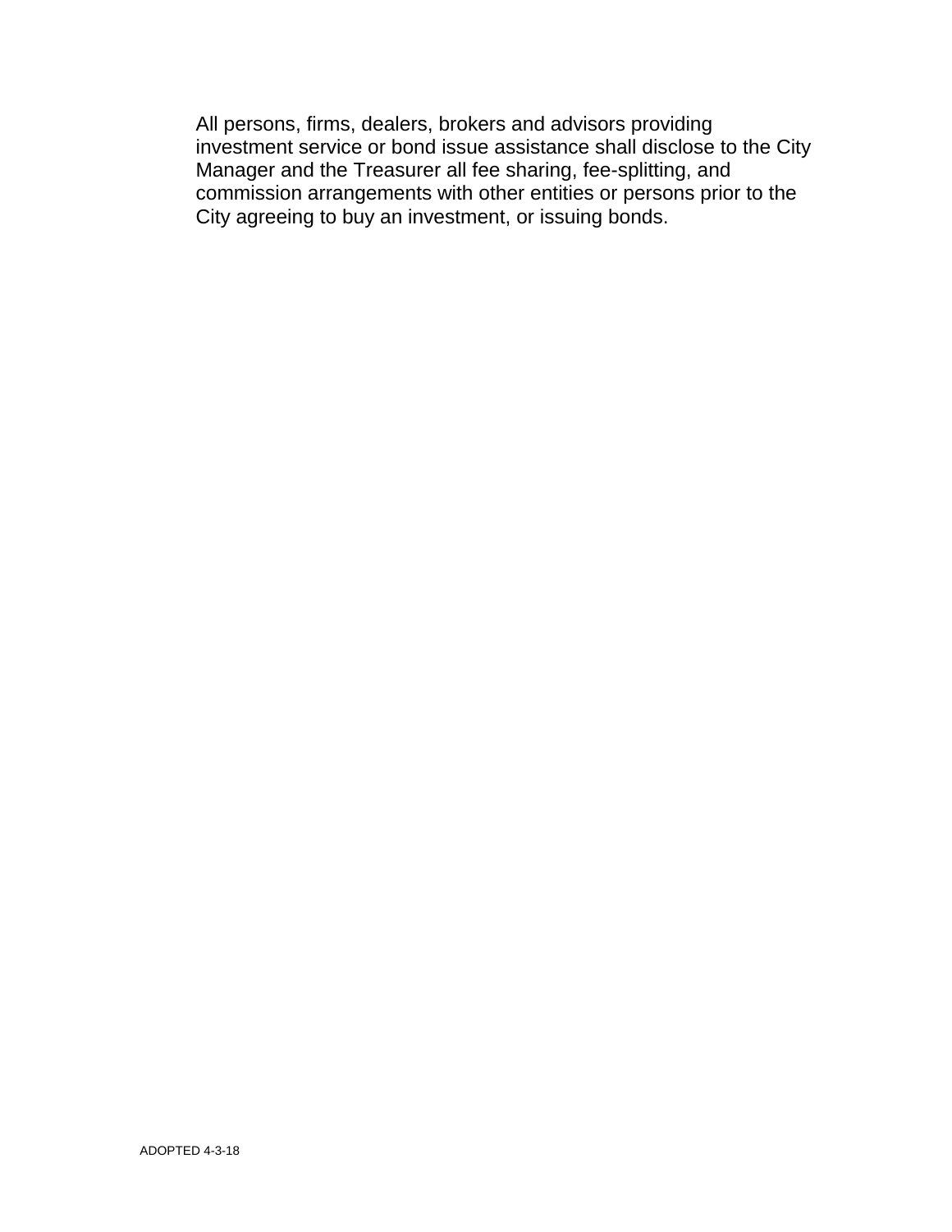All persons, firms, dealers, brokers and advisors providing investment service or bond issue assistance shall disclose to the City Manager and the Treasurer all fee sharing, fee-splitting, and commission arrangements with other entities or persons prior to the City agreeing to buy an investment, or issuing bonds.

ADOPTED 4-3-18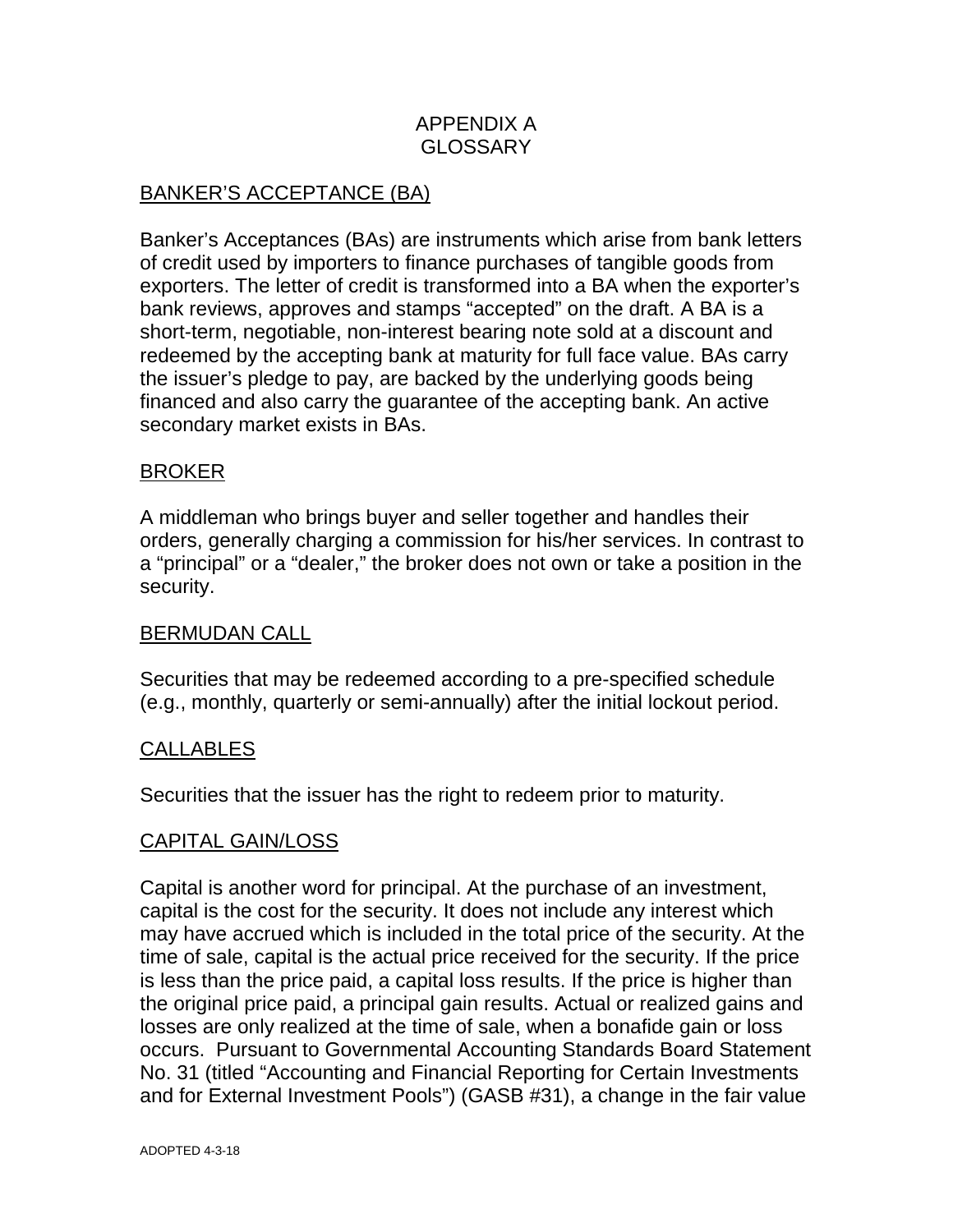# APPENDIX A
# GLOSSARY

## BANKER'S ACCEPTANCE (BA)

Banker's Acceptances (BAs) are instruments which arise from bank letters of credit used by importers to finance purchases of tangible goods from exporters. The letter of credit is transformed into a BA when the exporter's bank reviews, approves and stamps "accepted" on the draft. A BA is a short-term, negotiable, non-interest bearing note sold at a discount and redeemed by the accepting bank at maturity for full face value. BAs carry the issuer's pledge to pay, are backed by the underlying goods being financed and also carry the guarantee of the accepting bank. An active secondary market exists in BAs.

## BROKER

A middleman who brings buyer and seller together and handles their orders, generally charging a commission for his/her services. In contrast to a "principal" or a "dealer," the broker does not own or take a position in the security.

## BERMUDAN CALL

Securities that may be redeemed according to a pre-specified schedule (e.g., monthly, quarterly or semi-annually) after the initial lockout period.

## CALLABLES

Securities that the issuer has the right to redeem prior to maturity.

## CAPITAL GAIN/LOSS

Capital is another word for principal. At the purchase of an investment, capital is the cost for the security. It does not include any interest which may have accrued which is included in the total price of the security. At the time of sale, capital is the actual price received for the security. If the price is less than the price paid, a capital loss results. If the price is higher than the original price paid, a principal gain results. Actual or realized gains and losses are only realized at the time of sale, when a bonafide gain or loss occurs. Pursuant to Governmental Accounting Standards Board Statement No. 31 (titled "Accounting and Financial Reporting for Certain Investments and for External Investment Pools") (GASB #31), a change in the fair value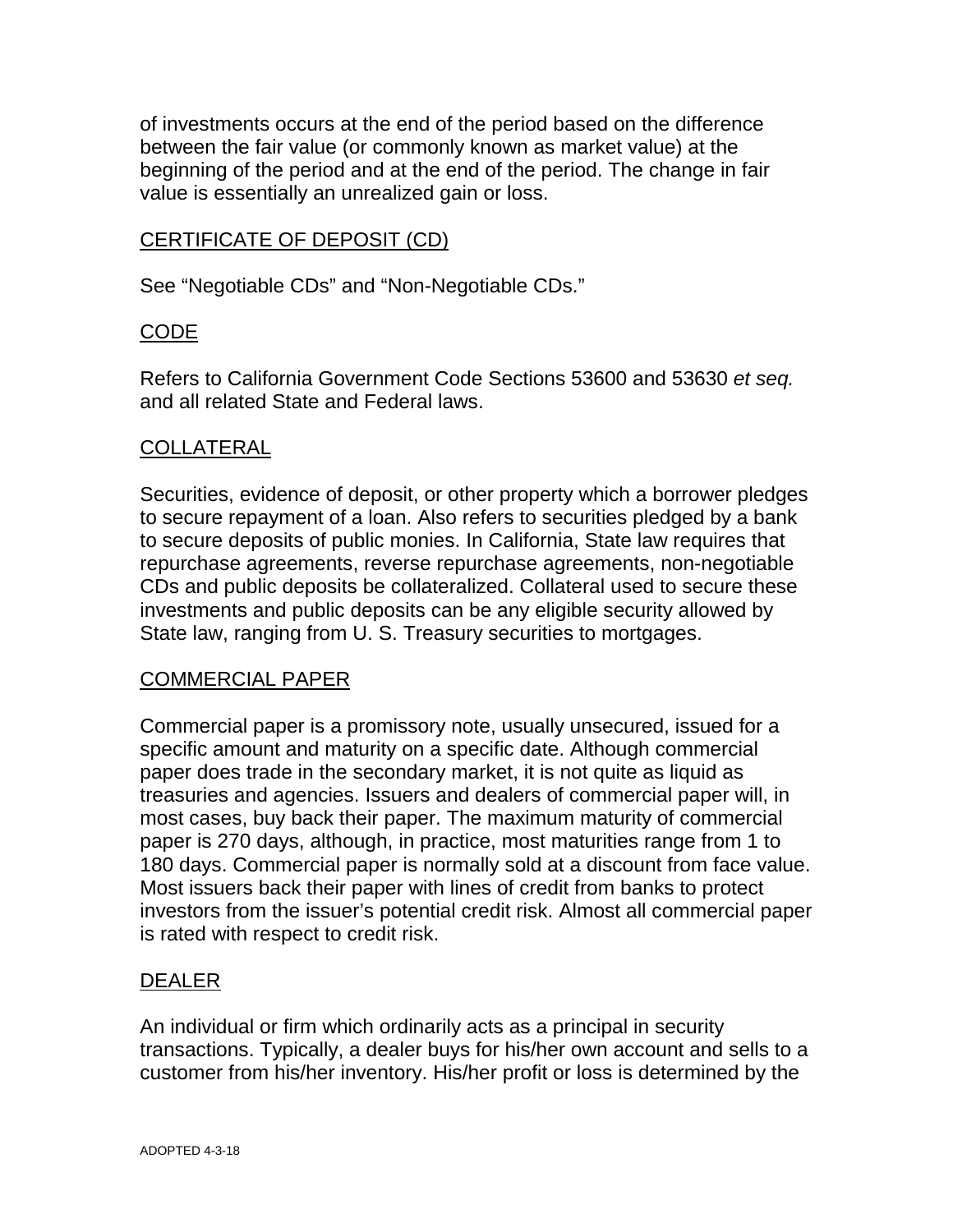of investments occurs at the end of the period based on the difference between the fair value (or commonly known as market value) at the beginning of the period and at the end of the period. The change in fair value is essentially an unrealized gain or loss.

## CERTIFICATE OF DEPOSIT (CD)

See "Negotiable CDs" and "Non-Negotiable CDs."

## CODE

Refers to California Government Code Sections 53600 and 53630 *et seq.* and all related State and Federal laws.

## COLLATERAL

Securities, evidence of deposit, or other property which a borrower pledges to secure repayment of a loan. Also refers to securities pledged by a bank to secure deposits of public monies. In California, State law requires that repurchase agreements, reverse repurchase agreements, non-negotiable CDs and public deposits be collateralized. Collateral used to secure these investments and public deposits can be any eligible security allowed by State law, ranging from U. S. Treasury securities to mortgages.

## COMMERCIAL PAPER

Commercial paper is a promissory note, usually unsecured, issued for a specific amount and maturity on a specific date. Although commercial paper does trade in the secondary market, it is not quite as liquid as treasuries and agencies. Issuers and dealers of commercial paper will, in most cases, buy back their paper. The maximum maturity of commercial paper is 270 days, although, in practice, most maturities range from 1 to 180 days. Commercial paper is normally sold at a discount from face value. Most issuers back their paper with lines of credit from banks to protect investors from the issuer's potential credit risk. Almost all commercial paper is rated with respect to credit risk.

## DEALER

An individual or firm which ordinarily acts as a principal in security transactions. Typically, a dealer buys for his/her own account and sells to a customer from his/her inventory. His/her profit or loss is determined by the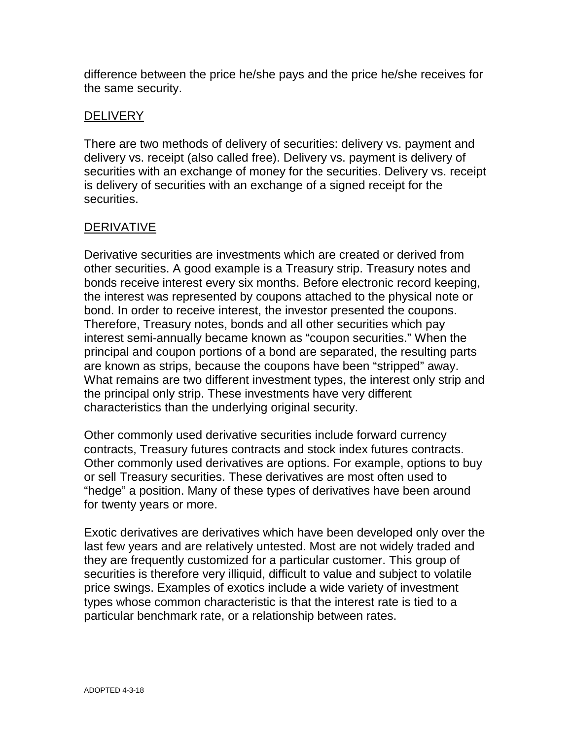difference between the price he/she pays and the price he/she receives for the same security.

DELIVERY

There are two methods of delivery of securities: delivery vs. payment and delivery vs. receipt (also called free). Delivery vs. payment is delivery of securities with an exchange of money for the securities. Delivery vs. receipt is delivery of securities with an exchange of a signed receipt for the securities.

DERIVATIVE

Derivative securities are investments which are created or derived from other securities. A good example is a Treasury strip. Treasury notes and bonds receive interest every six months. Before electronic record keeping, the interest was represented by coupons attached to the physical note or bond. In order to receive interest, the investor presented the coupons. Therefore, Treasury notes, bonds and all other securities which pay interest semi-annually became known as "coupon securities." When the principal and coupon portions of a bond are separated, the resulting parts are known as strips, because the coupons have been "stripped" away. What remains are two different investment types, the interest only strip and the principal only strip. These investments have very different characteristics than the underlying original security.

Other commonly used derivative securities include forward currency contracts, Treasury futures contracts and stock index futures contracts. Other commonly used derivatives are options. For example, options to buy or sell Treasury securities. These derivatives are most often used to "hedge" a position. Many of these types of derivatives have been around for twenty years or more.

Exotic derivatives are derivatives which have been developed only over the last few years and are relatively untested. Most are not widely traded and they are frequently customized for a particular customer. This group of securities is therefore very illiquid, difficult to value and subject to volatile price swings. Examples of exotics include a wide variety of investment types whose common characteristic is that the interest rate is tied to a particular benchmark rate, or a relationship between rates.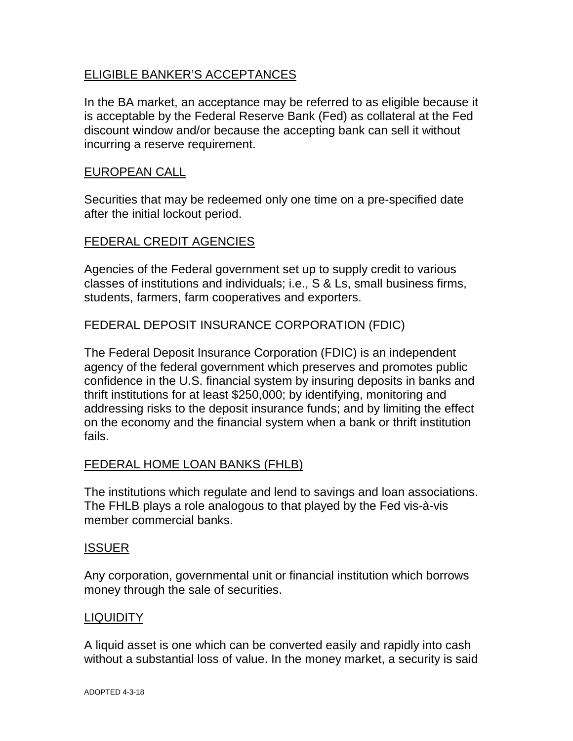ELIGIBLE BANKER'S ACCEPTANCES

In the BA market, an acceptance may be referred to as eligible because it is acceptable by the Federal Reserve Bank (Fed) as collateral at the Fed discount window and/or because the accepting bank can sell it without incurring a reserve requirement.

EUROPEAN CALL

Securities that may be redeemed only one time on a pre-specified date after the initial lockout period.

FEDERAL CREDIT AGENCIES

Agencies of the Federal government set up to supply credit to various classes of institutions and individuals; i.e., S & Ls, small business firms, students, farmers, farm cooperatives and exporters.

FEDERAL DEPOSIT INSURANCE CORPORATION (FDIC)

The Federal Deposit Insurance Corporation (FDIC) is an independent agency of the federal government which preserves and promotes public confidence in the U.S. financial system by insuring deposits in banks and thrift institutions for at least $250,000; by identifying, monitoring and addressing risks to the deposit insurance funds; and by limiting the effect on the economy and the financial system when a bank or thrift institution fails.

FEDERAL HOME LOAN BANKS (FHLB)

The institutions which regulate and lend to savings and loan associations. The FHLB plays a role analogous to that played by the Fed vis-à-vis member commercial banks.

ISSUER

Any corporation, governmental unit or financial institution which borrows money through the sale of securities.

LIQUIDITY

A liquid asset is one which can be converted easily and rapidly into cash without a substantial loss of value. In the money market, a security is said

ADOPTED 4-3-18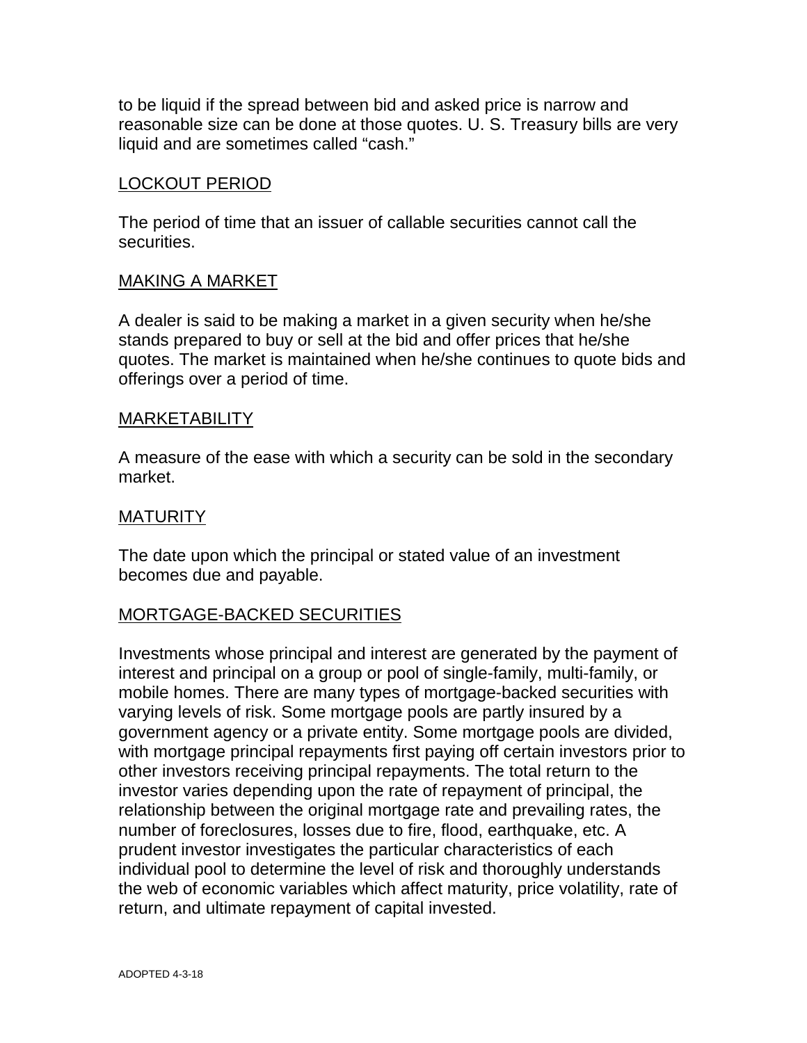to be liquid if the spread between bid and asked price is narrow and reasonable size can be done at those quotes. U. S. Treasury bills are very liquid and are sometimes called “cash.”

### LOCKOUT PERIOD

The period of time that an issuer of callable securities cannot call the securities.

### MAKING A MARKET

A dealer is said to be making a market in a given security when he/she stands prepared to buy or sell at the bid and offer prices that he/she quotes. The market is maintained when he/she continues to quote bids and offerings over a period of time.

### MARKETABILITY

A measure of the ease with which a security can be sold in the secondary market.

### MATURITY

The date upon which the principal or stated value of an investment becomes due and payable.

### MORTGAGE-BACKED SECURITIES

Investments whose principal and interest are generated by the payment of interest and principal on a group or pool of single-family, multi-family, or mobile homes. There are many types of mortgage-backed securities with varying levels of risk. Some mortgage pools are partly insured by a government agency or a private entity. Some mortgage pools are divided, with mortgage principal repayments first paying off certain investors prior to other investors receiving principal repayments. The total return to the investor varies depending upon the rate of repayment of principal, the relationship between the original mortgage rate and prevailing rates, the number of foreclosures, losses due to fire, flood, earthquake, etc. A prudent investor investigates the particular characteristics of each individual pool to determine the level of risk and thoroughly understands the web of economic variables which affect maturity, price volatility, rate of return, and ultimate repayment of capital invested.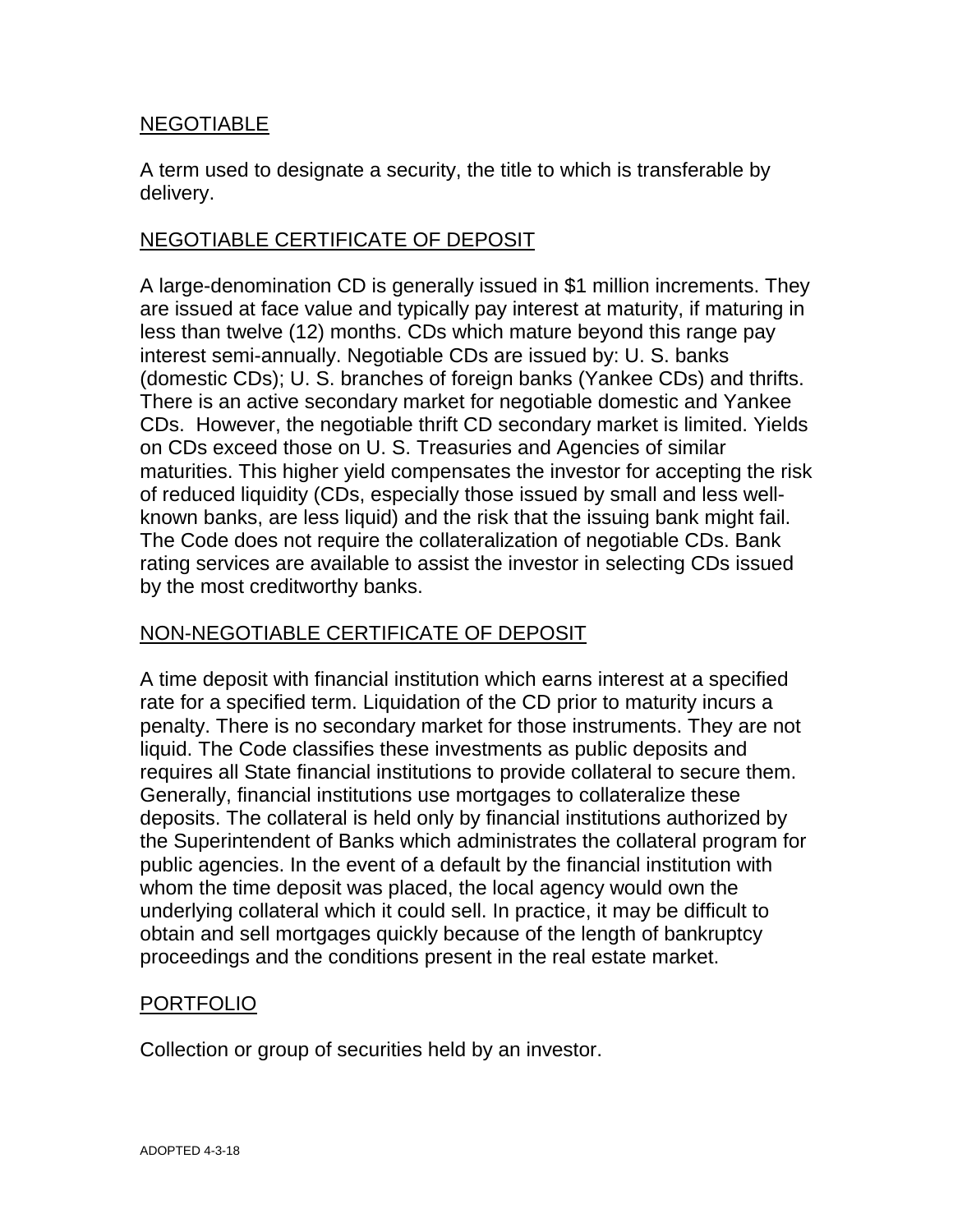NEGOTIABLE

A term used to designate a security, the title to which is transferable by delivery.

NEGOTIABLE CERTIFICATE OF DEPOSIT

A large-denomination CD is generally issued in $1 million increments. They are issued at face value and typically pay interest at maturity, if maturing in less than twelve (12) months. CDs which mature beyond this range pay interest semi-annually. Negotiable CDs are issued by: U. S. banks (domestic CDs); U. S. branches of foreign banks (Yankee CDs) and thrifts. There is an active secondary market for negotiable domestic and Yankee CDs. However, the negotiable thrift CD secondary market is limited. Yields on CDs exceed those on U. S. Treasuries and Agencies of similar maturities. This higher yield compensates the investor for accepting the risk of reduced liquidity (CDs, especially those issued by small and less well-known banks, are less liquid) and the risk that the issuing bank might fail. The Code does not require the collateralization of negotiable CDs. Bank rating services are available to assist the investor in selecting CDs issued by the most creditworthy banks.

NON-NEGOTIABLE CERTIFICATE OF DEPOSIT

A time deposit with financial institution which earns interest at a specified rate for a specified term. Liquidation of the CD prior to maturity incurs a penalty. There is no secondary market for those instruments. They are not liquid. The Code classifies these investments as public deposits and requires all State financial institutions to provide collateral to secure them. Generally, financial institutions use mortgages to collateralize these deposits. The collateral is held only by financial institutions authorized by the Superintendent of Banks which administrates the collateral program for public agencies. In the event of a default by the financial institution with whom the time deposit was placed, the local agency would own the underlying collateral which it could sell. In practice, it may be difficult to obtain and sell mortgages quickly because of the length of bankruptcy proceedings and the conditions present in the real estate market.

PORTFOLIO

Collection or group of securities held by an investor.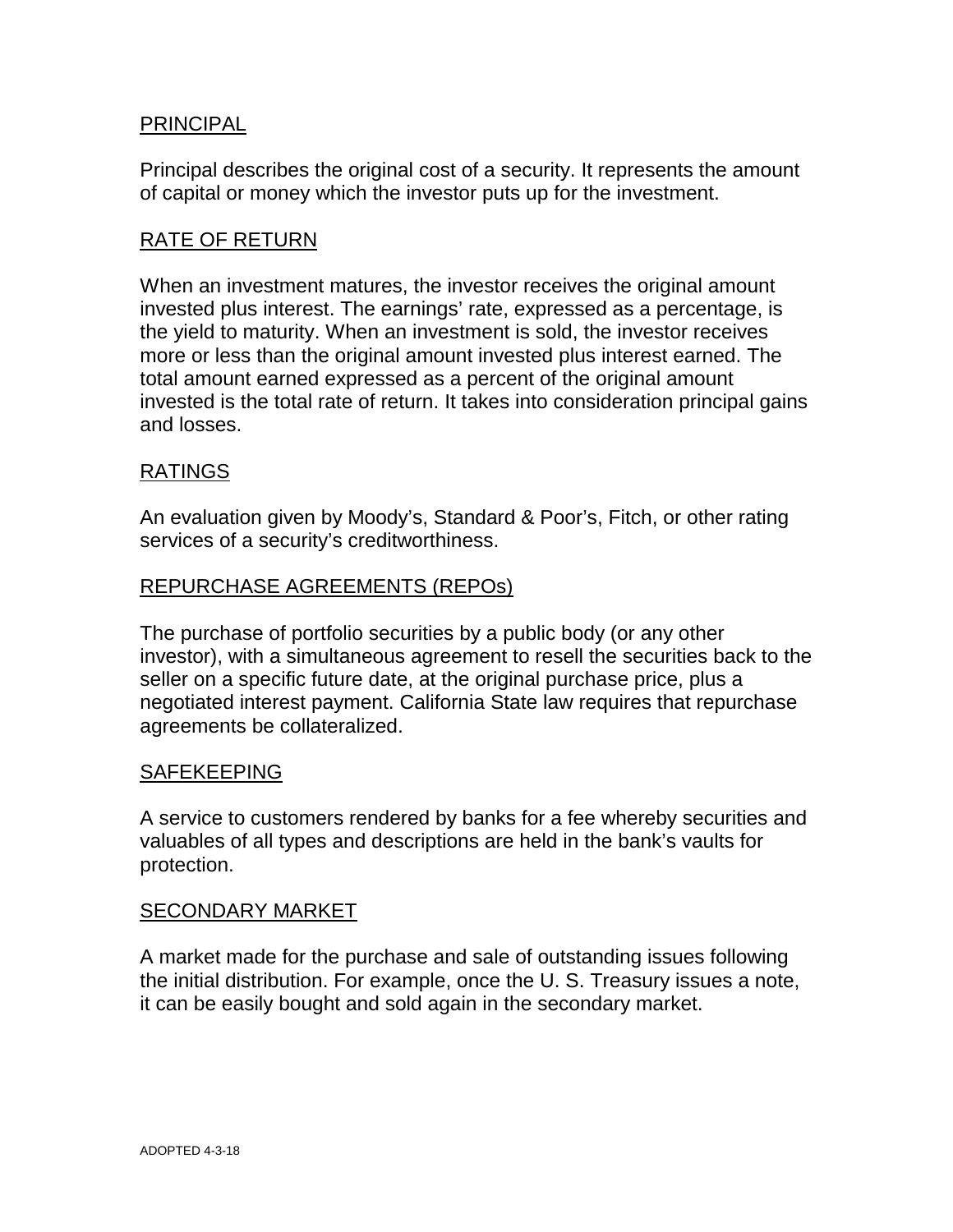PRINCIPAL

Principal describes the original cost of a security. It represents the amount of capital or money which the investor puts up for the investment.

RATE OF RETURN

When an investment matures, the investor receives the original amount invested plus interest. The earnings' rate, expressed as a percentage, is the yield to maturity. When an investment is sold, the investor receives more or less than the original amount invested plus interest earned. The total amount earned expressed as a percent of the original amount invested is the total rate of return. It takes into consideration principal gains and losses.

RATINGS

An evaluation given by Moody's, Standard & Poor's, Fitch, or other rating services of a security's creditworthiness.

REPURCHASE AGREEMENTS (REPOs)

The purchase of portfolio securities by a public body (or any other investor), with a simultaneous agreement to resell the securities back to the seller on a specific future date, at the original purchase price, plus a negotiated interest payment. California State law requires that repurchase agreements be collateralized.

SAFEKEEPING

A service to customers rendered by banks for a fee whereby securities and valuables of all types and descriptions are held in the bank's vaults for protection.

SECONDARY MARKET

A market made for the purchase and sale of outstanding issues following the initial distribution. For example, once the U. S. Treasury issues a note, it can be easily bought and sold again in the secondary market.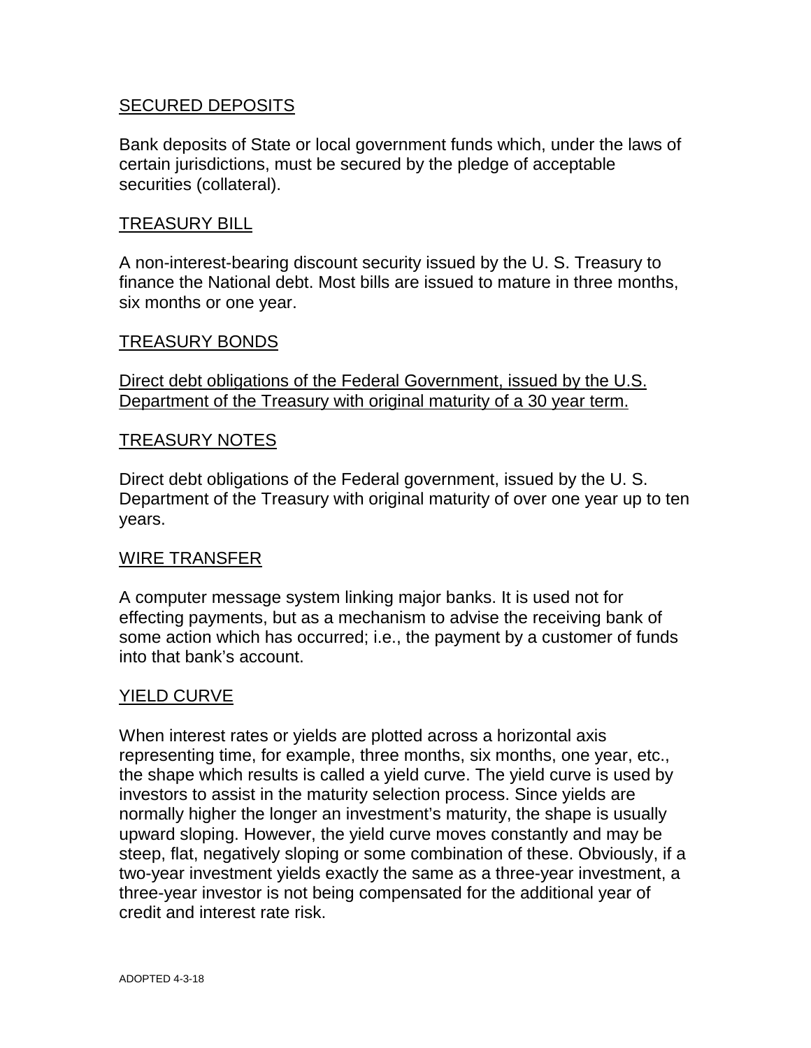<u>SECURED DEPOSITS</u>

Bank deposits of State or local government funds which, under the laws of certain jurisdictions, must be secured by the pledge of acceptable securities (collateral).

<u>TREASURY BILL</u>

A non-interest-bearing discount security issued by the U. S. Treasury to finance the National debt. Most bills are issued to mature in three months, six months or one year.

<u>TREASURY BONDS</u>

<u>Direct debt obligations of the Federal Government, issued by the U.S. Department of the Treasury with original maturity of a 30 year term.</u>

<u>TREASURY NOTES</u>

Direct debt obligations of the Federal government, issued by the U. S. Department of the Treasury with original maturity of over one year up to ten years.

<u>WIRE TRANSFER</u>

A computer message system linking major banks. It is used not for effecting payments, but as a mechanism to advise the receiving bank of some action which has occurred; i.e., the payment by a customer of funds into that bank's account.

<u>YIELD CURVE</u>

When interest rates or yields are plotted across a horizontal axis representing time, for example, three months, six months, one year, etc., the shape which results is called a yield curve. The yield curve is used by investors to assist in the maturity selection process. Since yields are normally higher the longer an investment's maturity, the shape is usually upward sloping. However, the yield curve moves constantly and may be steep, flat, negatively sloping or some combination of these. Obviously, if a two-year investment yields exactly the same as a three-year investment, a three-year investor is not being compensated for the additional year of credit and interest rate risk.

ADOPTED 4-3-18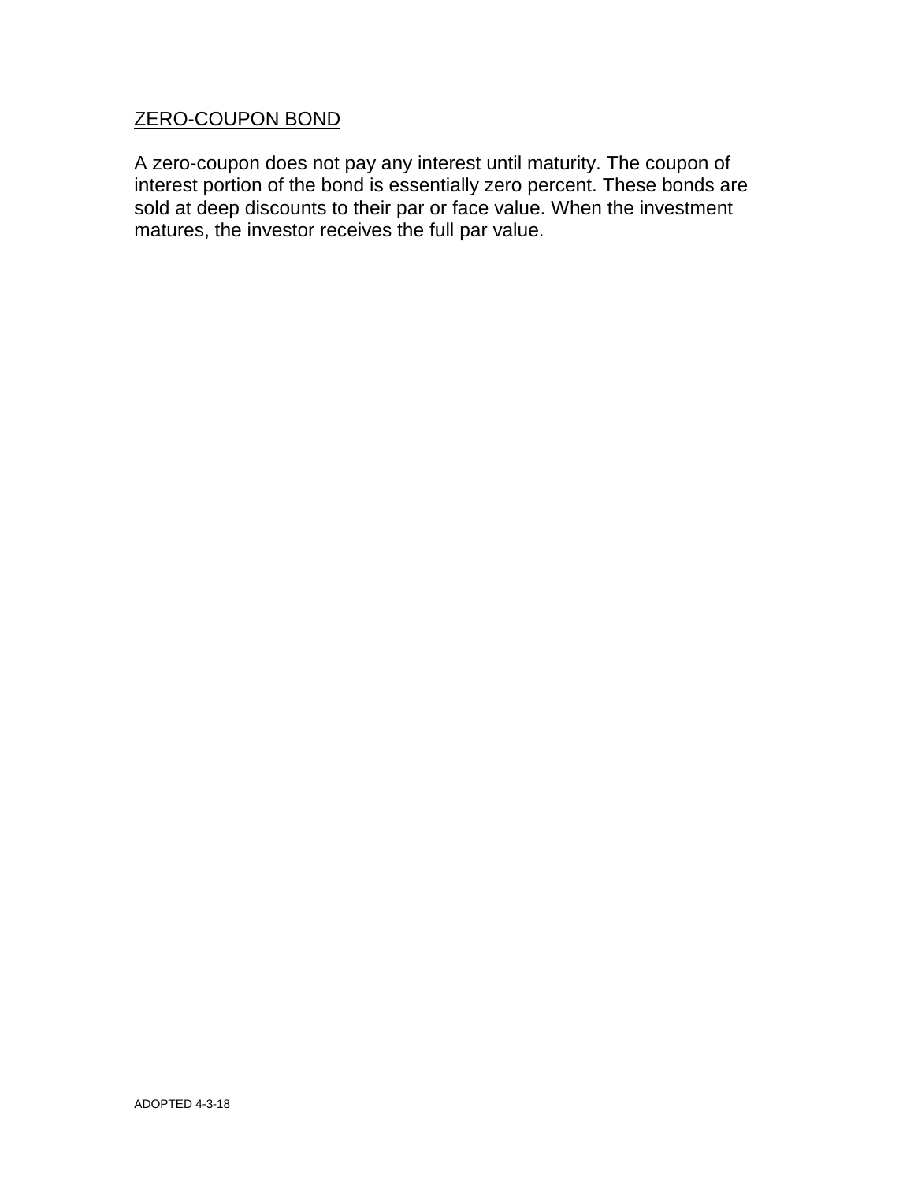## ZERO-COUPON BOND

A zero-coupon does not pay any interest until maturity. The coupon of interest portion of the bond is essentially zero percent. These bonds are sold at deep discounts to their par or face value. When the investment matures, the investor receives the full par value.

ADOPTED 4-3-18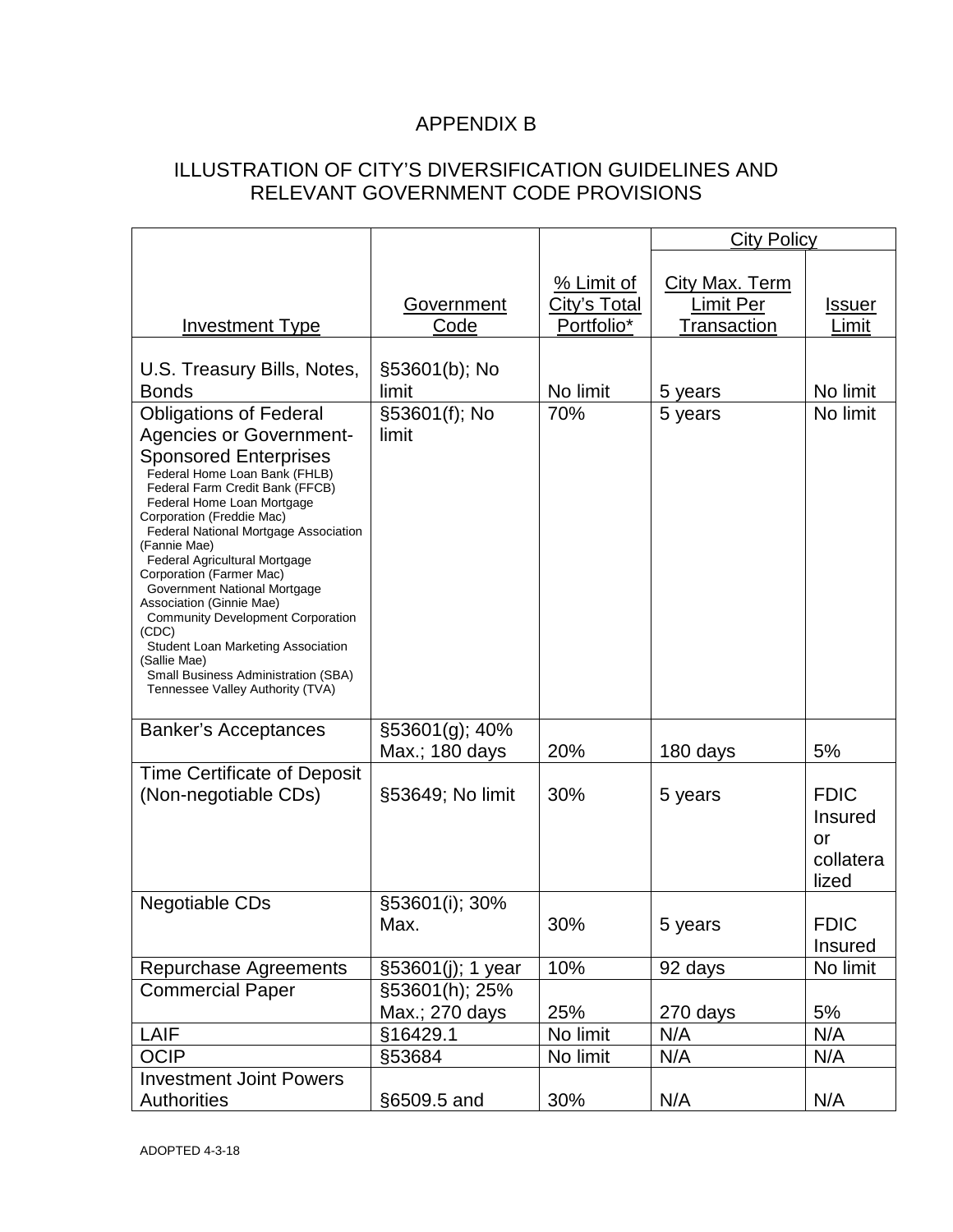# APPENDIX B

## ILLUSTRATION OF CITY'S DIVERSIFICATION GUIDELINES AND RELEVANT GOVERNMENT CODE PROVISIONS

| | | | City Policy | |
|---|---|---|---|---|
| Investment Type | Government Code | % Limit of City's Total Portfolio* | City Max. Term Limit Per Transaction | Issuer Limit |
| U.S. Treasury Bills, Notes, Bonds | §53601(b); No limit | No limit | 5 years | No limit |
| Obligations of Federal Agencies or Government-Sponsored Enterprises<br>Federal Home Loan Bank (FHLB)<br>Federal Farm Credit Bank (FFCB)<br>Federal Home Loan Mortgage Corporation (Freddie Mac)<br>Federal National Mortgage Association (Fannie Mae)<br>Federal Agricultural Mortgage Corporation (Farmer Mac)<br>Government National Mortgage Association (Ginnie Mae)<br>Community Development Corporation (CDC)<br>Student Loan Marketing Association (Sallie Mae)<br>Small Business Administration (SBA)<br>Tennessee Valley Authority (TVA) | §53601(f); No limit | 70% | 5 years | No limit |
| Banker's Acceptances | §53601(g); 40% Max.; 180 days | 20% | 180 days | 5% |
| Time Certificate of Deposit (Non-negotiable CDs) | §53649; No limit | 30% | 5 years | FDIC Insured or collateralized |
| Negotiable CDs | §53601(i); 30% Max. | 30% | 5 years | FDIC Insured |
| Repurchase Agreements | §53601(j); 1 year | 10% | 92 days | No limit |
| Commercial Paper | §53601(h); 25% Max.; 270 days | 25% | 270 days | 5% |
| LAIF | §16429.1 | No limit | N/A | N/A |
| OCIP | §53684 | No limit | N/A | N/A |
| Investment Joint Powers Authorities | §6509.5 and | 30% | N/A | N/A |

ADOPTED 4-3-18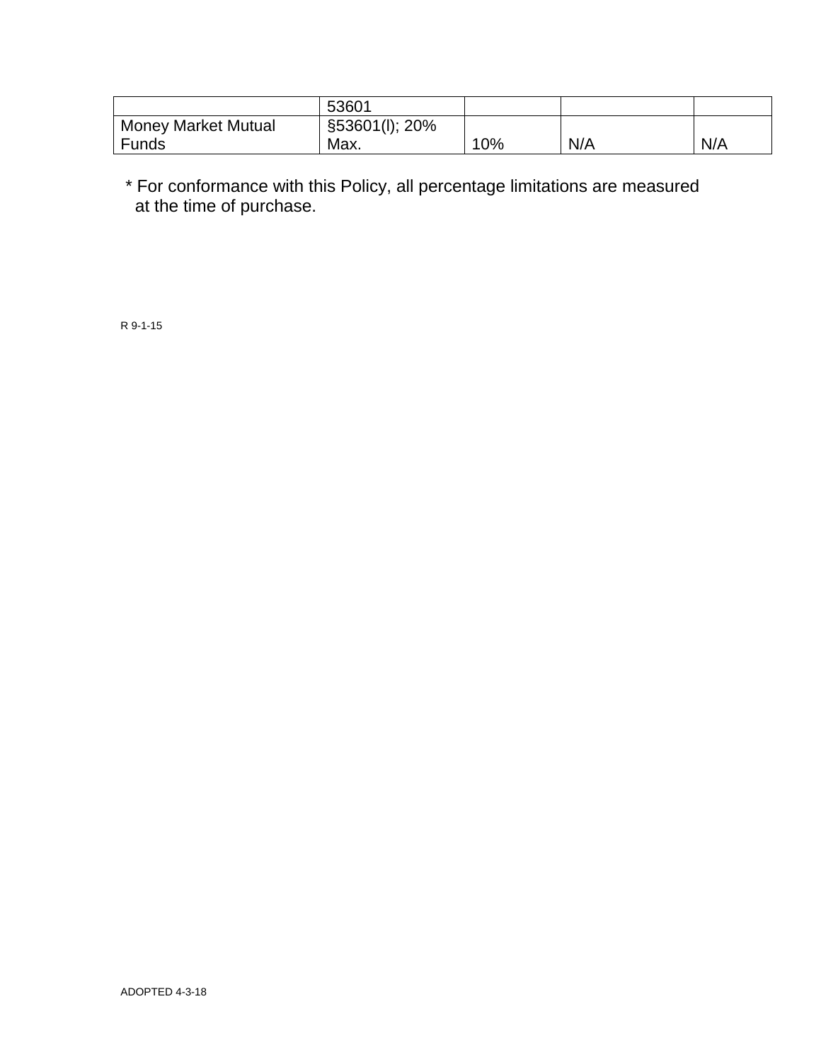| | | | | |
|---|---|---|---|---|
| | 53601 | | | |
| Money Market Mutual Funds | §53601(l); 20% Max. | 10% | N/A | N/A |

* For conformance with this Policy, all percentage limitations are measured at the time of purchase.

R 9-1-15

ADOPTED 4-3-18